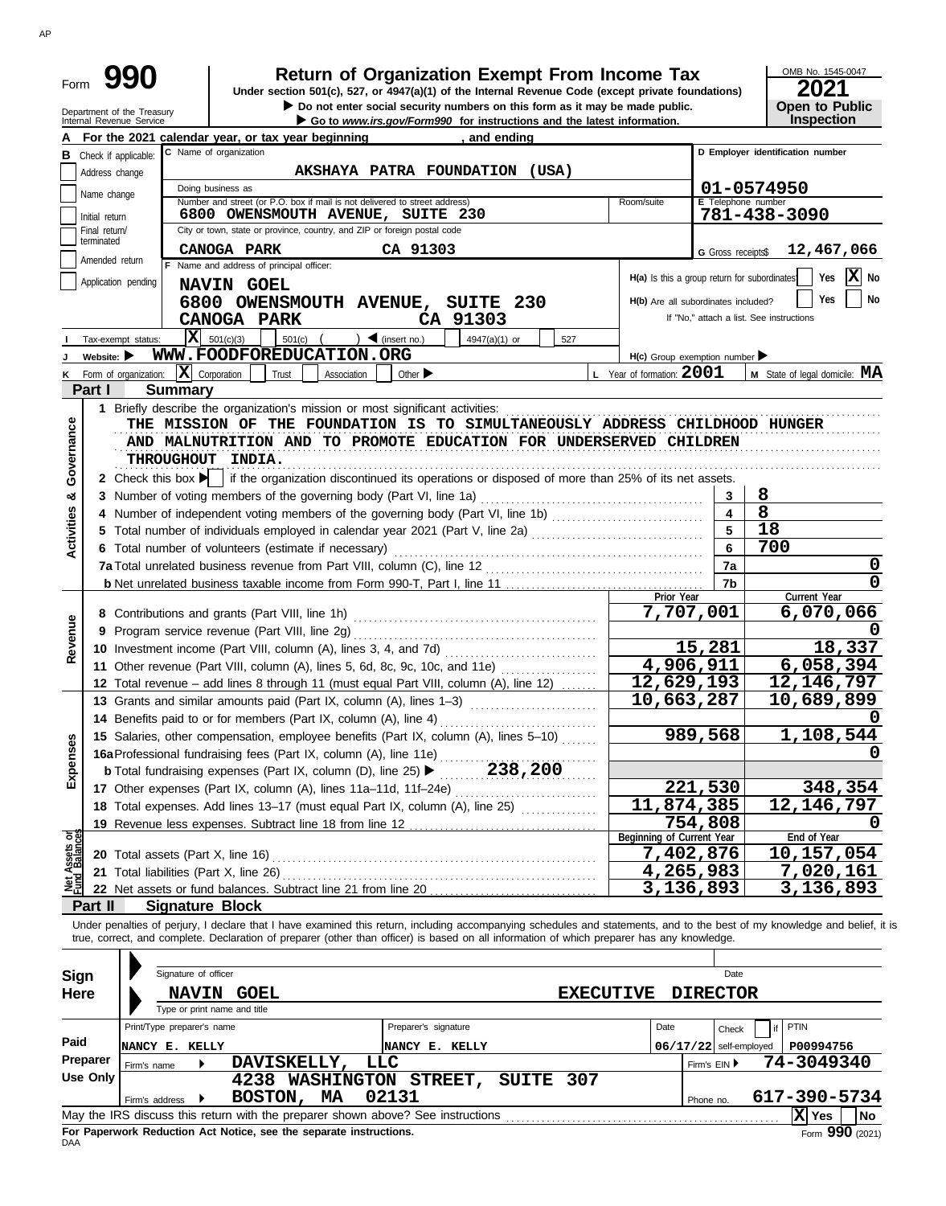# Form 990

**Return of Organization Exempt From Income Tax**

Under section 501(c), 527, or 4947(a)(1) of the Internal Revenue Code (except private foundations)

▶ Do not enter social security numbers on this form as it may be made public.

▶ Go to www.irs.gov/Form990 for instructions and the latest information.

Department of the Treasury
Internal Revenue Service

OMB No. 1545-0047

**2021**

**Open to Public Inspection**

**A** For the 2021 calendar year, or tax year beginning , and ending

**B** Check if applicable:
- Address change
- Name change
- Initial return
- Final return/terminated
- Amended return
- Application pending

**C** Name of organization: AKSHAYA PATRA FOUNDATION (USA)

Doing business as

Number and street (or P.O. box if mail is not delivered to street address): 6800 OWENSMOUTH AVENUE, SUITE 230 — Room/suite

City or town, state or province, country, and ZIP or foreign postal code: CANOGA PARK CA 91303

**D** Employer identification number: 01-0574950

**E** Telephone number: 781-438-3090

**G** Gross receipts$ 12,467,066

**F** Name and address of principal officer:
NAVIN GOEL
6800 OWENSMOUTH AVENUE, SUITE 230
CANOGA PARK CA 91303

H(a) Is this a group return for subordinates? Yes [ ] No [X]

H(b) Are all subordinates included? Yes [ ] No [ ]
If "No," attach a list. See instructions

**I** Tax-exempt status: [X] 501(c)(3) [ ] 501(c) ( ) ◀ (insert no.) [ ] 4947(a)(1) or [ ] 527

**J** Website: ▶ WWW.FOODFOREDUCATION.ORG

H(c) Group exemption number ▶

**K** Form of organization: [X] Corporation [ ] Trust [ ] Association [ ] Other ▶

**L** Year of formation: 2001

**M** State of legal domicile: MA

## Part I Summary

**Activities & Governance**

1 Briefly describe the organization's mission or most significant activities:
THE MISSION OF THE FOUNDATION IS TO SIMULTANEOUSLY ADDRESS CHILDHOOD HUNGER AND MALNUTRITION AND TO PROMOTE EDUCATION FOR UNDERSERVED CHILDREN THROUGHOUT INDIA.

2 Check this box ▶ [ ] if the organization discontinued its operations or disposed of more than 25% of its net assets.

| | | Line | Value |
|---|---|---|---|
| 3 | Number of voting members of the governing body (Part VI, line 1a) | 3 | 8 |
| 4 | Number of independent voting members of the governing body (Part VI, line 1b) | 4 | 8 |
| 5 | Total number of individuals employed in calendar year 2021 (Part V, line 2a) | 5 | 18 |
| 6 | Total number of volunteers (estimate if necessary) | 6 | 700 |
| 7a | Total unrelated business revenue from Part VIII, column (C), line 12 | 7a | 0 |
| b | Net unrelated business taxable income from Form 990-T, Part I, line 11 | 7b | 0 |

**Revenue**

| | | Prior Year | Current Year |
|---|---|---|---|
| 8 | Contributions and grants (Part VIII, line 1h) | 7,707,001 | 6,070,066 |
| 9 | Program service revenue (Part VIII, line 2g) | | 0 |
| 10 | Investment income (Part VIII, column (A), lines 3, 4, and 7d) | 15,281 | 18,337 |
| 11 | Other revenue (Part VIII, column (A), lines 5, 6d, 8c, 9c, 10c, and 11e) | 4,906,911 | 6,058,394 |
| 12 | Total revenue – add lines 8 through 11 (must equal Part VIII, column (A), line 12) | 12,629,193 | 12,146,797 |

**Expenses**

| | | Prior Year | Current Year |
|---|---|---|---|
| 13 | Grants and similar amounts paid (Part IX, column (A), lines 1–3) | 10,663,287 | 10,689,899 |
| 14 | Benefits paid to or for members (Part IX, column (A), line 4) | | 0 |
| 15 | Salaries, other compensation, employee benefits (Part IX, column (A), lines 5–10) | 989,568 | 1,108,544 |
| 16a | Professional fundraising fees (Part IX, column (A), line 11e) | | 0 |
| b | Total fundraising expenses (Part IX, column (D), line 25) ▶ 238,200 | | |
| 17 | Other expenses (Part IX, column (A), lines 11a–11d, 11f–24e) | 221,530 | 348,354 |
| 18 | Total expenses. Add lines 13–17 (must equal Part IX, column (A), line 25) | 11,874,385 | 12,146,797 |
| 19 | Revenue less expenses. Subtract line 18 from line 12 | 754,808 | 0 |

**Net Assets or Fund Balances**

| | | Beginning of Current Year | End of Year |
|---|---|---|---|
| 20 | Total assets (Part X, line 16) | 7,402,876 | 10,157,054 |
| 21 | Total liabilities (Part X, line 26) | 4,265,983 | 7,020,161 |
| 22 | Net assets or fund balances. Subtract line 21 from line 20 | 3,136,893 | 3,136,893 |

## Part II Signature Block

Under penalties of perjury, I declare that I have examined this return, including accompanying schedules and statements, and to the best of my knowledge and belief, it is true, correct, and complete. Declaration of preparer (other than officer) is based on all information of which preparer has any knowledge.

**Sign Here**

Signature of officer — Date

NAVIN GOEL — EXECUTIVE DIRECTOR
Type or print name and title

**Paid Preparer Use Only**

| Print/Type preparer's name | Preparer's signature | Date | Check [ ] if self-employed | PTIN |
|---|---|---|---|---|
| NANCY E. KELLY | NANCY E. KELLY | 06/17/22 | | P00994756 |

Firm's name ▶ DAVISKELLY, LLC — Firm's EIN ▶ 74-3049340

Firm's address ▶ 4238 WASHINGTON STREET, SUITE 307, BOSTON, MA 02131 — Phone no. 617-390-5734

May the IRS discuss this return with the preparer shown above? See instructions [X] Yes [ ] No

**For Paperwork Reduction Act Notice, see the separate instructions.**

Form **990** (2021)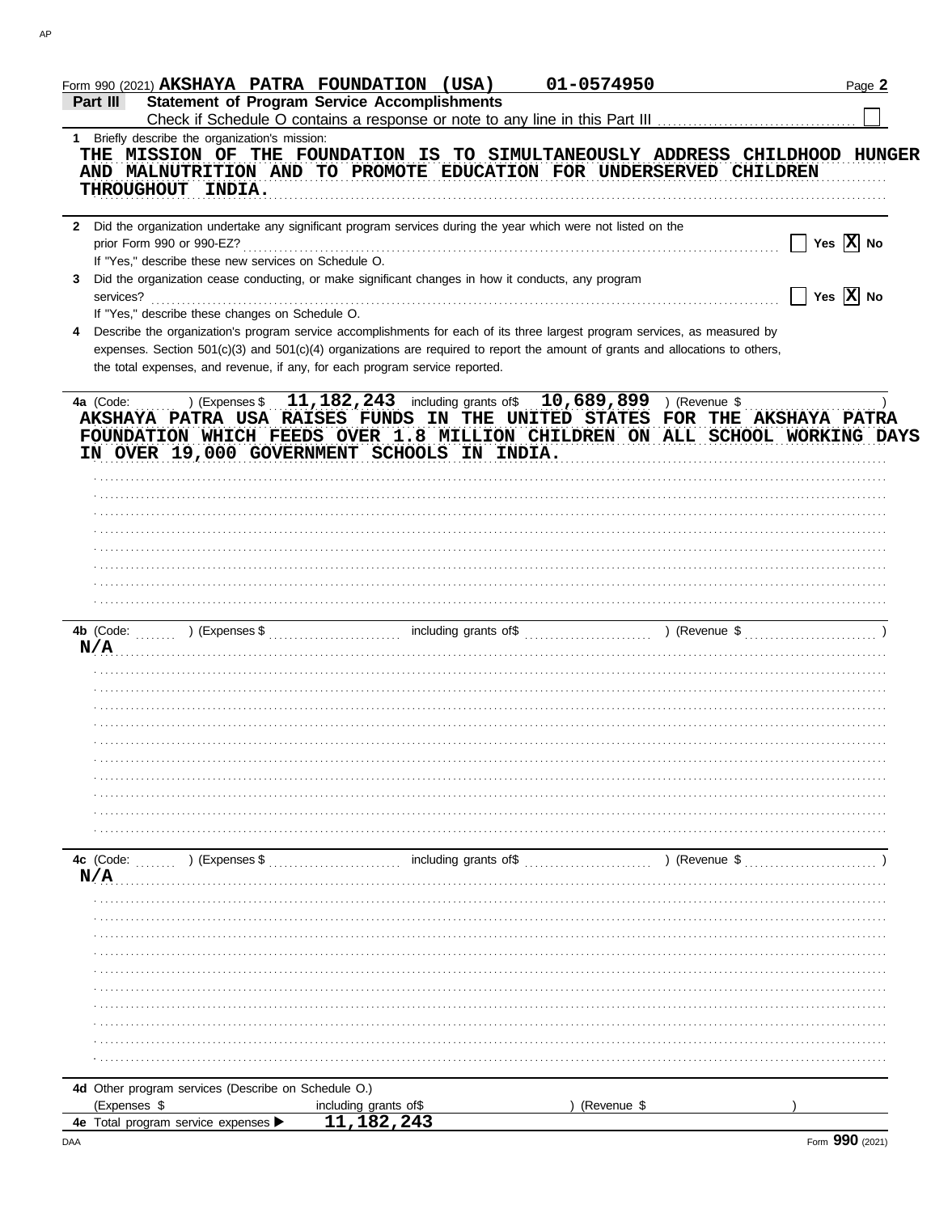Form 990 (2021) **AKSHAYA PATRA FOUNDATION (USA)** **01-0574950**

## Part III Statement of Program Service Accomplishments

Check if Schedule O contains a response or note to any line in this Part III ☐

**1** Briefly describe the organization's mission:

THE MISSION OF THE FOUNDATION IS TO SIMULTANEOUSLY ADDRESS CHILDHOOD HUNGER AND MALNUTRITION AND TO PROMOTE EDUCATION FOR UNDERSERVED CHILDREN THROUGHOUT INDIA.

**2** Did the organization undertake any significant program services during the year which were not listed on the prior Form 990 or 990-EZ? ☐ Yes ☒ No

If "Yes," describe these new services on Schedule O.

**3** Did the organization cease conducting, or make significant changes in how it conducts, any program services? ☐ Yes ☒ No

If "Yes," describe these changes on Schedule O.

**4** Describe the organization's program service accomplishments for each of its three largest program services, as measured by expenses. Section 501(c)(3) and 501(c)(4) organizations are required to report the amount of grants and allocations to others, the total expenses, and revenue, if any, for each program service reported.

**4a** (Code: ) (Expenses $ 11,182,243 including grants of$ 10,689,899 ) (Revenue $ )

AKSHAYA PATRA USA RAISES FUNDS IN THE UNITED STATES FOR THE AKSHAYA PATRA FOUNDATION WHICH FEEDS OVER 1.8 MILLION CHILDREN ON ALL SCHOOL WORKING DAYS IN OVER 19,000 GOVERNMENT SCHOOLS IN INDIA.

**4b** (Code: ) (Expenses $ including grants of$ ) (Revenue $ )

N/A

**4c** (Code: ) (Expenses $ including grants of$ ) (Revenue $ )

N/A

**4d** Other program services (Describe on Schedule O.)

(Expenses $ including grants of$ ) (Revenue $ )

**4e** Total program service expenses ▶ 11,182,243

Form **990** (2021)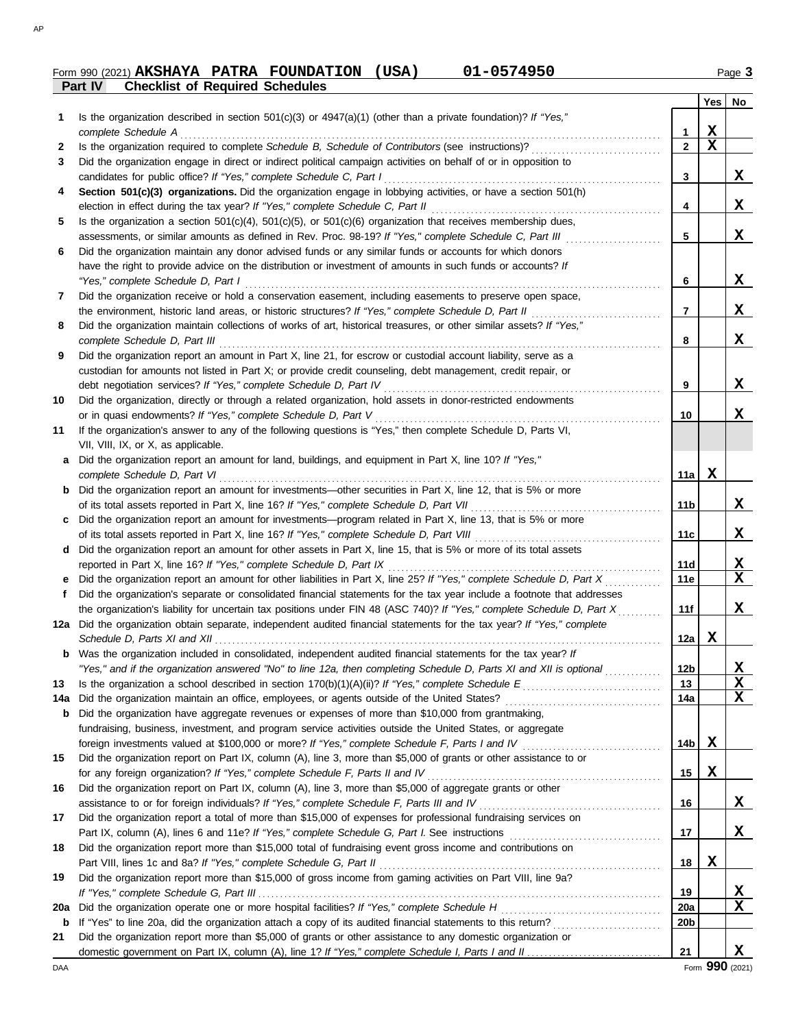Form 990 (2021) **AKSHAYA PATRA FOUNDATION (USA)** **01-0574950**

**Part IV Checklist of Required Schedules**

| | | | Yes | No |
|---|---|---|---|---|
| 1 | Is the organization described in section 501(c)(3) or 4947(a)(1) (other than a private foundation)? *If "Yes," complete Schedule A* | 1 | X | |
| 2 | Is the organization required to complete *Schedule B, Schedule of Contributors* (see instructions)? | 2 | X | |
| 3 | Did the organization engage in direct or indirect political campaign activities on behalf of or in opposition to candidates for public office? *If "Yes," complete Schedule C, Part I* | 3 | | X |
| 4 | **Section 501(c)(3) organizations.** Did the organization engage in lobbying activities, or have a section 501(h) election in effect during the tax year? *If "Yes," complete Schedule C, Part II* | 4 | | X |
| 5 | Is the organization a section 501(c)(4), 501(c)(5), or 501(c)(6) organization that receives membership dues, assessments, or similar amounts as defined in Rev. Proc. 98-19? *If "Yes," complete Schedule C, Part III* | 5 | | X |
| 6 | Did the organization maintain any donor advised funds or any similar funds or accounts for which donors have the right to provide advice on the distribution or investment of amounts in such funds or accounts? *If "Yes," complete Schedule D, Part I* | 6 | | X |
| 7 | Did the organization receive or hold a conservation easement, including easements to preserve open space, the environment, historic land areas, or historic structures? *If "Yes," complete Schedule D, Part II* | 7 | | X |
| 8 | Did the organization maintain collections of works of art, historical treasures, or other similar assets? *If "Yes," complete Schedule D, Part III* | 8 | | X |
| 9 | Did the organization report an amount in Part X, line 21, for escrow or custodial account liability, serve as a custodian for amounts not listed in Part X; or provide credit counseling, debt management, credit repair, or debt negotiation services? *If "Yes," complete Schedule D, Part IV* | 9 | | X |
| 10 | Did the organization, directly or through a related organization, hold assets in donor-restricted endowments or in quasi endowments? *If "Yes," complete Schedule D, Part V* | 10 | | X |
| 11 | If the organization's answer to any of the following questions is "Yes," then complete Schedule D, Parts VI, VII, VIII, IX, or X, as applicable. | | | |
| a | Did the organization report an amount for land, buildings, and equipment in Part X, line 10? *If "Yes," complete Schedule D, Part VI* | 11a | X | |
| b | Did the organization report an amount for investments—other securities in Part X, line 12, that is 5% or more of its total assets reported in Part X, line 16? *If "Yes," complete Schedule D, Part VII* | 11b | | X |
| c | Did the organization report an amount for investments—program related in Part X, line 13, that is 5% or more of its total assets reported in Part X, line 16? *If "Yes," complete Schedule D, Part VIII* | 11c | | X |
| d | Did the organization report an amount for other assets in Part X, line 15, that is 5% or more of its total assets reported in Part X, line 16? *If "Yes," complete Schedule D, Part IX* | 11d | | X |
| e | Did the organization report an amount for other liabilities in Part X, line 25? *If "Yes," complete Schedule D, Part X* | 11e | | X |
| f | Did the organization's separate or consolidated financial statements for the tax year include a footnote that addresses the organization's liability for uncertain tax positions under FIN 48 (ASC 740)? *If "Yes," complete Schedule D, Part X* | 11f | | X |
| 12a | Did the organization obtain separate, independent audited financial statements for the tax year? *If "Yes," complete Schedule D, Parts XI and XII* | 12a | X | |
| b | Was the organization included in consolidated, independent audited financial statements for the tax year? *If "Yes," and if the organization answered "No" to line 12a, then completing Schedule D, Parts XI and XII is optional* | 12b | | X |
| 13 | Is the organization a school described in section 170(b)(1)(A)(ii)? *If "Yes," complete Schedule E* | 13 | | X |
| 14a | Did the organization maintain an office, employees, or agents outside of the United States? | 14a | | X |
| b | Did the organization have aggregate revenues or expenses of more than $10,000 from grantmaking, fundraising, business, investment, and program service activities outside the United States, or aggregate foreign investments valued at $100,000 or more? *If "Yes," complete Schedule F, Parts I and IV* | 14b | X | |
| 15 | Did the organization report on Part IX, column (A), line 3, more than $5,000 of grants or other assistance to or for any foreign organization? *If "Yes," complete Schedule F, Parts II and IV* | 15 | X | |
| 16 | Did the organization report on Part IX, column (A), line 3, more than $5,000 of aggregate grants or other assistance to or for foreign individuals? *If "Yes," complete Schedule F, Parts III and IV* | 16 | | X |
| 17 | Did the organization report a total of more than $15,000 of expenses for professional fundraising services on Part IX, column (A), lines 6 and 11e? *If "Yes," complete Schedule G, Part I.* See instructions | 17 | | X |
| 18 | Did the organization report more than $15,000 total of fundraising event gross income and contributions on Part VIII, lines 1c and 8a? *If "Yes," complete Schedule G, Part II* | 18 | X | |
| 19 | Did the organization report more than $15,000 of gross income from gaming activities on Part VIII, line 9a? *If "Yes," complete Schedule G, Part III* | 19 | | X |
| 20a | Did the organization operate one or more hospital facilities? *If "Yes," complete Schedule H* | 20a | | X |
| b | If "Yes" to line 20a, did the organization attach a copy of its audited financial statements to this return? | 20b | | |
| 21 | Did the organization report more than $5,000 of grants or other assistance to any domestic organization or domestic government on Part IX, column (A), line 1? *If "Yes," complete Schedule I, Parts I and II* | 21 | | X |

Form **990** (2021)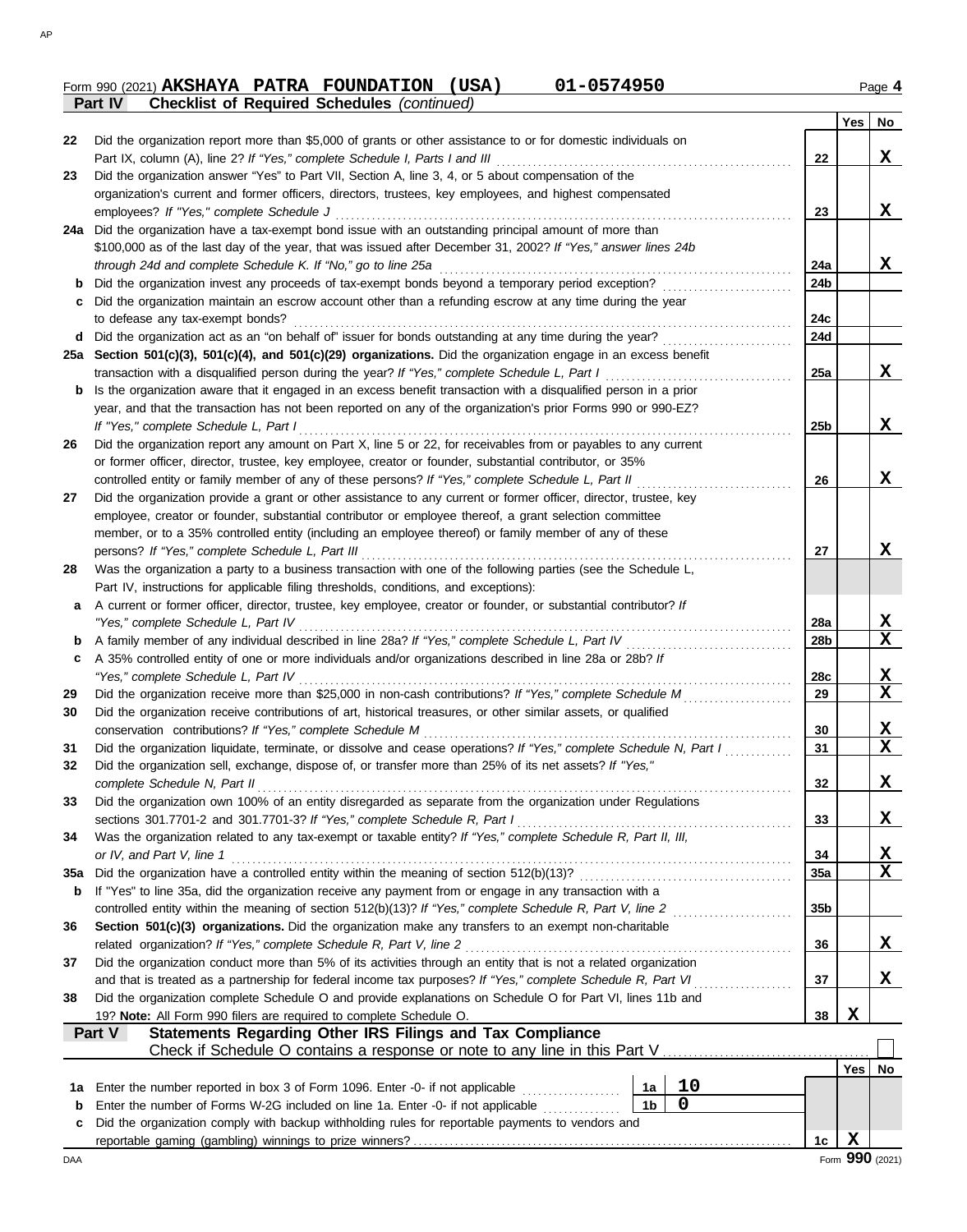Form 990 (2021) **AKSHAYA PATRA FOUNDATION (USA)** **01-0574950** Page **4**

**Part IV Checklist of Required Schedules** *(continued)*

| | | | Yes | No |
|---|---|---|---|---|
| 22 | Did the organization report more than $5,000 of grants or other assistance to or for domestic individuals on Part IX, column (A), line 2? *If "Yes," complete Schedule I, Parts I and III* | 22 | | X |
| 23 | Did the organization answer "Yes" to Part VII, Section A, line 3, 4, or 5 about compensation of the organization's current and former officers, directors, trustees, key employees, and highest compensated employees? *If "Yes," complete Schedule J* | 23 | | X |
| 24a | Did the organization have a tax-exempt bond issue with an outstanding principal amount of more than $100,000 as of the last day of the year, that was issued after December 31, 2002? *If "Yes," answer lines 24b through 24d and complete Schedule K. If "No," go to line 25a* | 24a | | X |
| b | Did the organization invest any proceeds of tax-exempt bonds beyond a temporary period exception? | 24b | | |
| c | Did the organization maintain an escrow account other than a refunding escrow at any time during the year to defease any tax-exempt bonds? | 24c | | |
| d | Did the organization act as an "on behalf of" issuer for bonds outstanding at any time during the year? | 24d | | |
| 25a | **Section 501(c)(3), 501(c)(4), and 501(c)(29) organizations.** Did the organization engage in an excess benefit transaction with a disqualified person during the year? *If "Yes," complete Schedule L, Part I* | 25a | | X |
| b | Is the organization aware that it engaged in an excess benefit transaction with a disqualified person in a prior year, and that the transaction has not been reported on any of the organization's prior Forms 990 or 990-EZ? *If "Yes," complete Schedule L, Part I* | 25b | | X |
| 26 | Did the organization report any amount on Part X, line 5 or 22, for receivables from or payables to any current or former officer, director, trustee, key employee, creator or founder, substantial contributor, or 35% controlled entity or family member of any of these persons? *If "Yes," complete Schedule L, Part II* | 26 | | X |
| 27 | Did the organization provide a grant or other assistance to any current or former officer, director, trustee, key employee, creator or founder, substantial contributor or employee thereof, a grant selection committee member, or to a 35% controlled entity (including an employee thereof) or family member of any of these persons? *If "Yes," complete Schedule L, Part III* | 27 | | X |
| 28 | Was the organization a party to a business transaction with one of the following parties (see the Schedule L, Part IV, instructions for applicable filing thresholds, conditions, and exceptions): | | | |
| a | A current or former officer, director, trustee, key employee, creator or founder, or substantial contributor? *If "Yes," complete Schedule L, Part IV* | 28a | | X |
| b | A family member of any individual described in line 28a? *If "Yes," complete Schedule L, Part IV* | 28b | | X |
| c | A 35% controlled entity of one or more individuals and/or organizations described in line 28a or 28b? *If "Yes," complete Schedule L, Part IV* | 28c | | X |
| 29 | Did the organization receive more than $25,000 in non-cash contributions? *If "Yes," complete Schedule M* | 29 | | X |
| 30 | Did the organization receive contributions of art, historical treasures, or other similar assets, or qualified conservation contributions? *If "Yes," complete Schedule M* | 30 | | X |
| 31 | Did the organization liquidate, terminate, or dissolve and cease operations? *If "Yes," complete Schedule N, Part I* | 31 | | X |
| 32 | Did the organization sell, exchange, dispose of, or transfer more than 25% of its net assets? *If "Yes," complete Schedule N, Part II* | 32 | | X |
| 33 | Did the organization own 100% of an entity disregarded as separate from the organization under Regulations sections 301.7701-2 and 301.7701-3? *If "Yes," complete Schedule R, Part I* | 33 | | X |
| 34 | Was the organization related to any tax-exempt or taxable entity? *If "Yes," complete Schedule R, Part II, III, or IV, and Part V, line 1* | 34 | | X |
| 35a | Did the organization have a controlled entity within the meaning of section 512(b)(13)? | 35a | | X |
| b | If "Yes" to line 35a, did the organization receive any payment from or engage in any transaction with a controlled entity within the meaning of section 512(b)(13)? *If "Yes," complete Schedule R, Part V, line 2* | 35b | | |
| 36 | **Section 501(c)(3) organizations.** Did the organization make any transfers to an exempt non-charitable related organization? *If "Yes," complete Schedule R, Part V, line 2* | 36 | | X |
| 37 | Did the organization conduct more than 5% of its activities through an entity that is not a related organization and that is treated as a partnership for federal income tax purposes? *If "Yes," complete Schedule R, Part VI* | 37 | | X |
| 38 | Did the organization complete Schedule O and provide explanations on Schedule O for Part VI, lines 11b and 19? **Note:** All Form 990 filers are required to complete Schedule O. | 38 | X | |

**Part V Statements Regarding Other IRS Filings and Tax Compliance**

Check if Schedule O contains a response or note to any line in this Part V ☐

| | | | | | Yes | No |
|---|---|---|---|---|---|---|
| 1a | Enter the number reported in box 3 of Form 1096. Enter -0- if not applicable | 1a | 10 | | | |
| b | Enter the number of Forms W-2G included on line 1a. Enter -0- if not applicable | 1b | 0 | | | |
| c | Did the organization comply with backup withholding rules for reportable payments to vendors and reportable gaming (gambling) winnings to prize winners? | | | 1c | X | |

Form **990** (2021)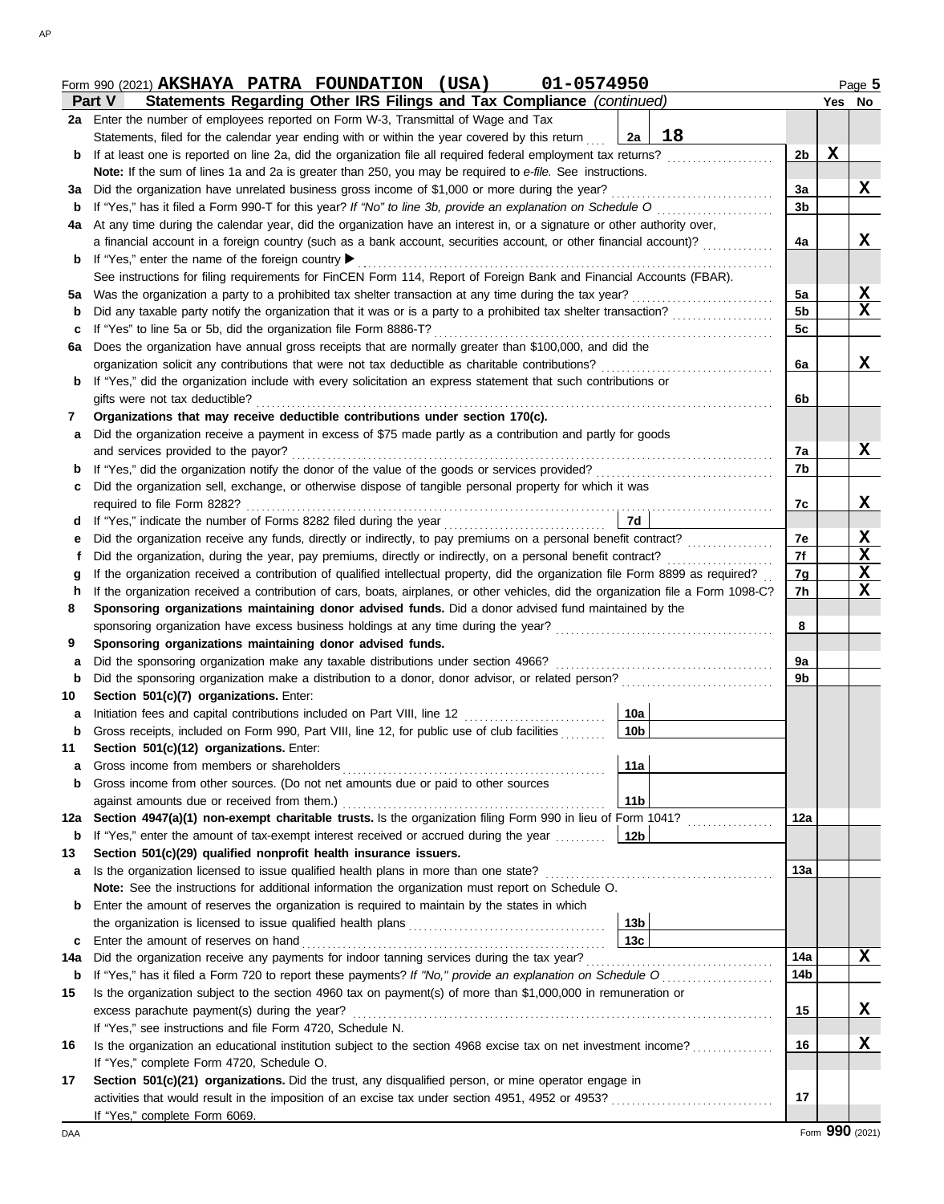Form 990 (2021) **AKSHAYA PATRA FOUNDATION (USA)** 01-0574950 Page **5**

## Part V Statements Regarding Other IRS Filings and Tax Compliance *(continued)*

| | | | | | Yes | No |
|---|---|---|---|---|---|---|
| **2a** | Enter the number of employees reported on Form W-3, Transmittal of Wage and Tax Statements, filed for the calendar year ending with or within the year covered by this return | 2a | 18 | | | |
| **b** | If at least one is reported on line 2a, did the organization file all required federal employment tax returns? | | | 2b | X | |
| | **Note:** If the sum of lines 1a and 2a is greater than 250, you may be required to *e-file.* See instructions. | | | | | |
| **3a** | Did the organization have unrelated business gross income of $1,000 or more during the year? | | | 3a | | X |
| **b** | If "Yes," has it filed a Form 990-T for this year? *If "No" to line 3b, provide an explanation on Schedule O* | | | 3b | | |
| **4a** | At any time during the calendar year, did the organization have an interest in, or a signature or other authority over, a financial account in a foreign country (such as a bank account, securities account, or other financial account)? | | | 4a | | X |
| **b** | If "Yes," enter the name of the foreign country ▶ | | | | | |
| | See instructions for filing requirements for FinCEN Form 114, Report of Foreign Bank and Financial Accounts (FBAR). | | | | | |
| **5a** | Was the organization a party to a prohibited tax shelter transaction at any time during the tax year? | | | 5a | | X |
| **b** | Did any taxable party notify the organization that it was or is a party to a prohibited tax shelter transaction? | | | 5b | | X |
| **c** | If "Yes" to line 5a or 5b, did the organization file Form 8886-T? | | | 5c | | |
| **6a** | Does the organization have annual gross receipts that are normally greater than $100,000, and did the organization solicit any contributions that were not tax deductible as charitable contributions? | | | 6a | | X |
| **b** | If "Yes," did the organization include with every solicitation an express statement that such contributions or gifts were not tax deductible? | | | 6b | | |
| **7** | **Organizations that may receive deductible contributions under section 170(c).** | | | | | |
| **a** | Did the organization receive a payment in excess of $75 made partly as a contribution and partly for goods and services provided to the payor? | | | 7a | | X |
| **b** | If "Yes," did the organization notify the donor of the value of the goods or services provided? | | | 7b | | |
| **c** | Did the organization sell, exchange, or otherwise dispose of tangible personal property for which it was required to file Form 8282? | | | 7c | | X |
| **d** | If "Yes," indicate the number of Forms 8282 filed during the year | 7d | | | | |
| **e** | Did the organization receive any funds, directly or indirectly, to pay premiums on a personal benefit contract? | | | 7e | | X |
| **f** | Did the organization, during the year, pay premiums, directly or indirectly, on a personal benefit contract? | | | 7f | | X |
| **g** | If the organization received a contribution of qualified intellectual property, did the organization file Form 8899 as required? | | | 7g | | X |
| **h** | If the organization received a contribution of cars, boats, airplanes, or other vehicles, did the organization file a Form 1098-C? | | | 7h | | X |
| **8** | **Sponsoring organizations maintaining donor advised funds.** Did a donor advised fund maintained by the sponsoring organization have excess business holdings at any time during the year? | | | 8 | | |
| **9** | **Sponsoring organizations maintaining donor advised funds.** | | | | | |
| **a** | Did the sponsoring organization make any taxable distributions under section 4966? | | | 9a | | |
| **b** | Did the sponsoring organization make a distribution to a donor, donor advisor, or related person? | | | 9b | | |
| **10** | **Section 501(c)(7) organizations.** Enter: | | | | | |
| **a** | Initiation fees and capital contributions included on Part VIII, line 12 | 10a | | | | |
| **b** | Gross receipts, included on Form 990, Part VIII, line 12, for public use of club facilities | 10b | | | | |
| **11** | **Section 501(c)(12) organizations.** Enter: | | | | | |
| **a** | Gross income from members or shareholders | 11a | | | | |
| **b** | Gross income from other sources. (Do not net amounts due or paid to other sources against amounts due or received from them.) | 11b | | | | |
| **12a** | **Section 4947(a)(1) non-exempt charitable trusts.** Is the organization filing Form 990 in lieu of Form 1041? | | | 12a | | |
| **b** | If "Yes," enter the amount of tax-exempt interest received or accrued during the year | 12b | | | | |
| **13** | **Section 501(c)(29) qualified nonprofit health insurance issuers.** | | | | | |
| **a** | Is the organization licensed to issue qualified health plans in more than one state? | | | 13a | | |
| | **Note:** See the instructions for additional information the organization must report on Schedule O. | | | | | |
| **b** | Enter the amount of reserves the organization is required to maintain by the states in which the organization is licensed to issue qualified health plans | 13b | | | | |
| **c** | Enter the amount of reserves on hand | 13c | | | | |
| **14a** | Did the organization receive any payments for indoor tanning services during the tax year? | | | 14a | | X |
| **b** | If "Yes," has it filed a Form 720 to report these payments? *If "No," provide an explanation on Schedule O* | | | 14b | | |
| **15** | Is the organization subject to the section 4960 tax on payment(s) of more than $1,000,000 in remuneration or excess parachute payment(s) during the year? | | | 15 | | X |
| | If "Yes," see instructions and file Form 4720, Schedule N. | | | | | |
| **16** | Is the organization an educational institution subject to the section 4968 excise tax on net investment income? | | | 16 | | X |
| | If "Yes," complete Form 4720, Schedule O. | | | | | |
| **17** | **Section 501(c)(21) organizations.** Did the trust, any disqualified person, or mine operator engage in activities that would result in the imposition of an excise tax under section 4951, 4952 or 4953? | | | 17 | | |
| | If "Yes," complete Form 6069. | | | | | |

Form **990** (2021)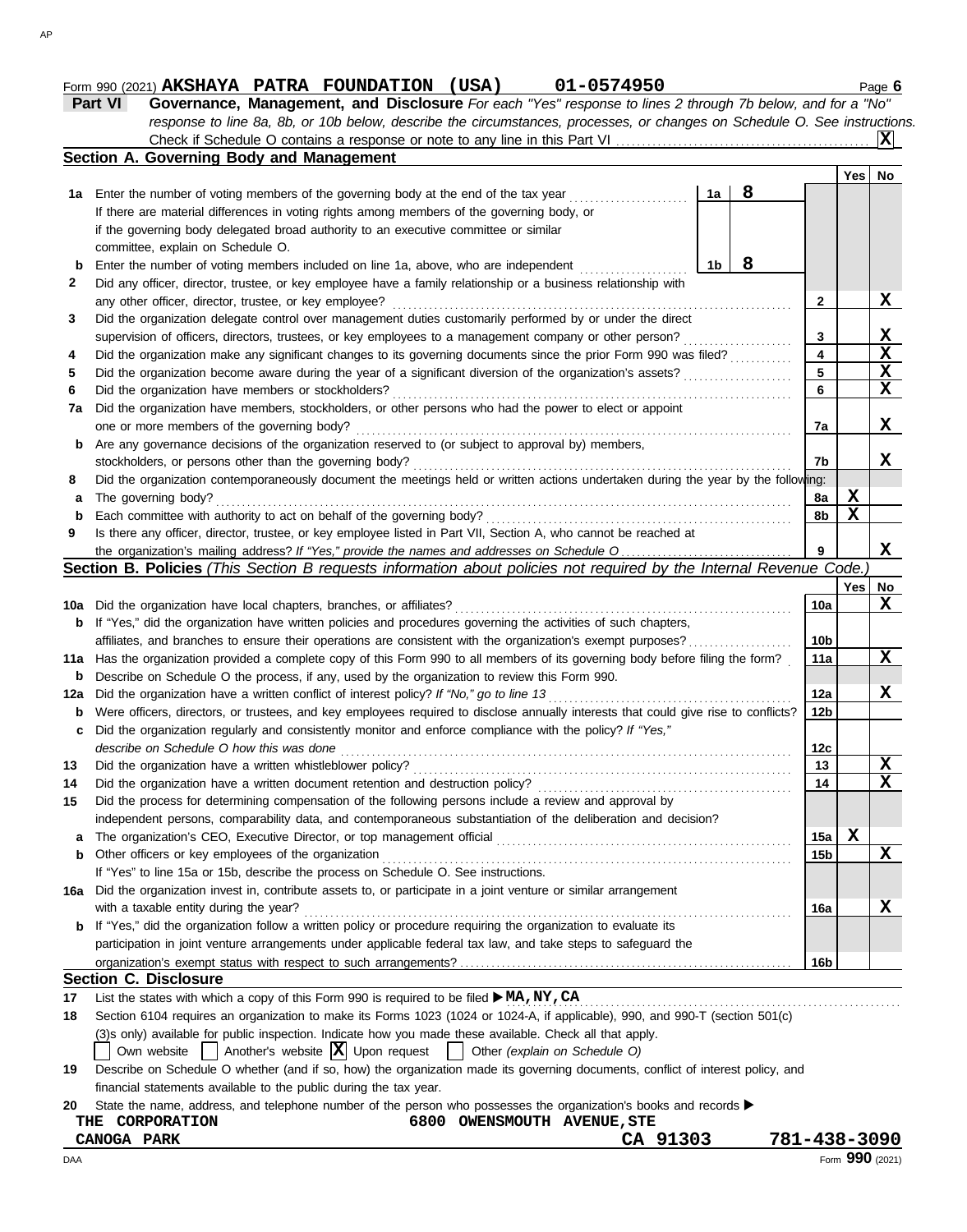Form 990 (2021) **AKSHAYA PATRA FOUNDATION (USA)** **01-0574950** Page **6**

## Part VI Governance, Management, and Disclosure

*For each "Yes" response to lines 2 through 7b below, and for a "No" response to line 8a, 8b, or 10b below, describe the circumstances, processes, or changes on Schedule O. See instructions.*

Check if Schedule O contains a response or note to any line in this Part VI .......... **X**

### Section A. Governing Body and Management

| | | | Yes | No |
|---|---|---|---|---|
| **1a** | Enter the number of voting members of the governing body at the end of the tax year ..... **1a** **8**<br>If there are material differences in voting rights among members of the governing body, or if the governing body delegated broad authority to an executive committee or similar committee, explain on Schedule O. | | | |
| **b** | Enter the number of voting members included on line 1a, above, who are independent ..... **1b** **8** | | | |
| **2** | Did any officer, director, trustee, or key employee have a family relationship or a business relationship with any other officer, director, trustee, or key employee? | 2 | | X |
| **3** | Did the organization delegate control over management duties customarily performed by or under the direct supervision of officers, directors, trustees, or key employees to a management company or other person? | 3 | | X |
| **4** | Did the organization make any significant changes to its governing documents since the prior Form 990 was filed? | 4 | | X |
| **5** | Did the organization become aware during the year of a significant diversion of the organization's assets? | 5 | | X |
| **6** | Did the organization have members or stockholders? | 6 | | X |
| **7a** | Did the organization have members, stockholders, or other persons who had the power to elect or appoint one or more members of the governing body? | 7a | | X |
| **b** | Are any governance decisions of the organization reserved to (or subject to approval by) members, stockholders, or persons other than the governing body? | 7b | | X |
| **8** | Did the organization contemporaneously document the meetings held or written actions undertaken during the year by the following: | | | |
| **a** | The governing body? | 8a | X | |
| **b** | Each committee with authority to act on behalf of the governing body? | 8b | X | |
| **9** | Is there any officer, director, trustee, or key employee listed in Part VII, Section A, who cannot be reached at the organization's mailing address? *If "Yes," provide the names and addresses on Schedule O* | 9 | | X |

### Section B. Policies *(This Section B requests information about policies not required by the Internal Revenue Code.)*

| | | | Yes | No |
|---|---|---|---|---|
| **10a** | Did the organization have local chapters, branches, or affiliates? | 10a | | X |
| **b** | If "Yes," did the organization have written policies and procedures governing the activities of such chapters, affiliates, and branches to ensure their operations are consistent with the organization's exempt purposes? | 10b | | |
| **11a** | Has the organization provided a complete copy of this Form 990 to all members of its governing body before filing the form? | 11a | | X |
| **b** | Describe on Schedule O the process, if any, used by the organization to review this Form 990. | | | |
| **12a** | Did the organization have a written conflict of interest policy? *If "No," go to line 13* | 12a | | X |
| **b** | Were officers, directors, or trustees, and key employees required to disclose annually interests that could give rise to conflicts? | 12b | | |
| **c** | Did the organization regularly and consistently monitor and enforce compliance with the policy? *If "Yes," describe on Schedule O how this was done* | 12c | | |
| **13** | Did the organization have a written whistleblower policy? | 13 | | X |
| **14** | Did the organization have a written document retention and destruction policy? | 14 | | X |
| **15** | Did the process for determining compensation of the following persons include a review and approval by independent persons, comparability data, and contemporaneous substantiation of the deliberation and decision? | | | |
| **a** | The organization's CEO, Executive Director, or top management official | 15a | X | |
| **b** | Other officers or key employees of the organization | 15b | | X |
| | If "Yes" to line 15a or 15b, describe the process on Schedule O. See instructions. | | | |
| **16a** | Did the organization invest in, contribute assets to, or participate in a joint venture or similar arrangement with a taxable entity during the year? | 16a | | X |
| **b** | If "Yes," did the organization follow a written policy or procedure requiring the organization to evaluate its participation in joint venture arrangements under applicable federal tax law, and take steps to safeguard the organization's exempt status with respect to such arrangements? | 16b | | |

### Section C. Disclosure

**17** List the states with which a copy of this Form 990 is required to be filed ▶ **MA,NY,CA**

**18** Section 6104 requires an organization to make its Forms 1023 (1024 or 1024-A, if applicable), 990, and 990-T (section 501(c)(3)s only) available for public inspection. Indicate how you made these available. Check all that apply.

☐ Own website ☐ Another's website ☒ Upon request ☐ Other *(explain on Schedule O)*

**19** Describe on Schedule O whether (and if so, how) the organization made its governing documents, conflict of interest policy, and financial statements available to the public during the tax year.

**20** State the name, address, and telephone number of the person who possesses the organization's books and records ▶

**THE CORPORATION** **6800 OWENSMOUTH AVENUE,STE**
**CANOGA PARK** **CA 91303** **781-438-3090**

Form **990** (2021)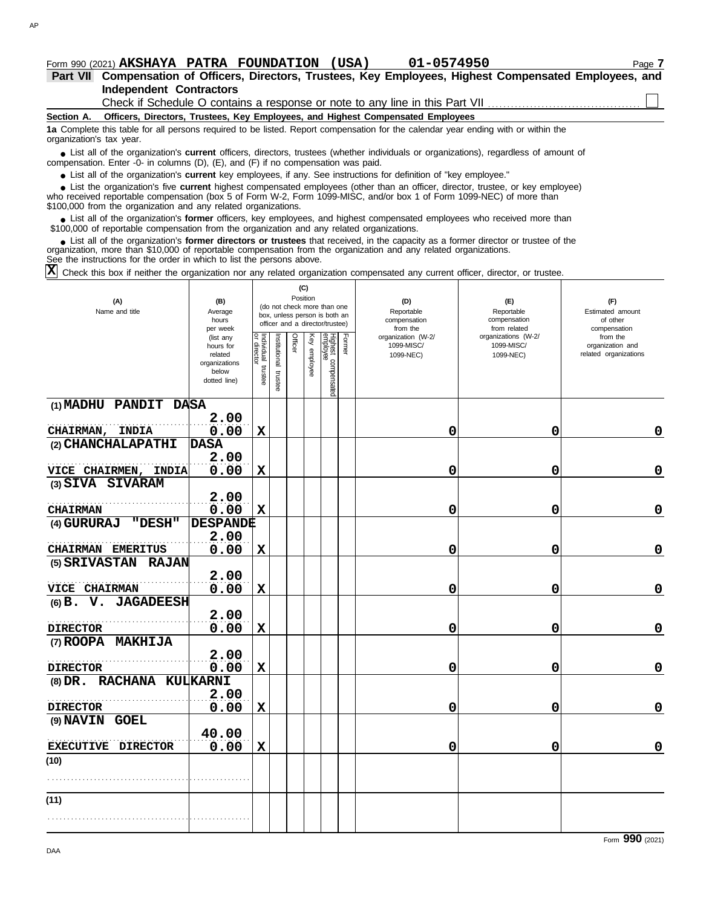Form 990 (2021) **AKSHAYA PATRA FOUNDATION (USA)** **01-0574950**

## Part VII Compensation of Officers, Directors, Trustees, Key Employees, Highest Compensated Employees, and Independent Contractors

Check if Schedule O contains a response or note to any line in this Part VII ☐

**Section A. Officers, Directors, Trustees, Key Employees, and Highest Compensated Employees**

**1a** Complete this table for all persons required to be listed. Report compensation for the calendar year ending with or within the organization's tax year.

- List all of the organization's **current** officers, directors, trustees (whether individuals or organizations), regardless of amount of compensation. Enter -0- in columns (D), (E), and (F) if no compensation was paid.
- List all of the organization's **current** key employees, if any. See instructions for definition of "key employee."
- List the organization's five **current** highest compensated employees (other than an officer, director, trustee, or key employee) who received reportable compensation (box 5 of Form W-2, Form 1099-MISC, and/or box 1 of Form 1099-NEC) of more than $100,000 from the organization and any related organizations.
- List all of the organization's **former** officers, key employees, and highest compensated employees who received more than $100,000 of reportable compensation from the organization and any related organizations.
- List all of the organization's **former directors or trustees** that received, in the capacity as a former director or trustee of the organization, more than $10,000 of reportable compensation from the organization and any related organizations.

See the instructions for the order in which to list the persons above.

☒ Check this box if neither the organization nor any related organization compensated any current officer, director, or trustee.

| (A) Name and title | (B) Average hours per week (list any hours for related organizations below dotted line) | (C) Position: Individual trustee or director | Institutional trustee | Officer | Key employee | Highest compensated employee | Former | (D) Reportable compensation from the organization (W-2/1099-MISC/1099-NEC) | (E) Reportable compensation from related organizations (W-2/1099-MISC/1099-NEC) | (F) Estimated amount of other compensation from the organization and related organizations |
|---|---|---|---|---|---|---|---|---|---|---|
| (1) MADHU PANDIT DASA<br>CHAIRMAN, INDIA | 2.00<br>0.00 | X | | | | | | 0 | 0 | 0 |
| (2) CHANCHALAPATHI DASA<br>VICE CHAIRMEN, INDIA | 2.00<br>0.00 | X | | | | | | 0 | 0 | 0 |
| (3) SIVA SIVARAM<br>CHAIRMAN | 2.00<br>0.00 | X | | | | | | 0 | 0 | 0 |
| (4) GURURAJ "DESH" DESPANDE<br>CHAIRMAN EMERITUS | 2.00<br>0.00 | X | | | | | | 0 | 0 | 0 |
| (5) SRIVASTAN RAJAN<br>VICE CHAIRMAN | 2.00<br>0.00 | X | | | | | | 0 | 0 | 0 |
| (6) B. V. JAGADEESH<br>DIRECTOR | 2.00<br>0.00 | X | | | | | | 0 | 0 | 0 |
| (7) ROOPA MAKHIJA<br>DIRECTOR | 2.00<br>0.00 | X | | | | | | 0 | 0 | 0 |
| (8) DR. RACHANA KULKARNI<br>DIRECTOR | 2.00<br>0.00 | X | | | | | | 0 | 0 | 0 |
| (9) NAVIN GOEL<br>EXECUTIVE DIRECTOR | 40.00<br>0.00 | X | | | | | | 0 | 0 | 0 |
| (10) | | | | | | | | | | |
| (11) | | | | | | | | | | |

Form **990** (2021)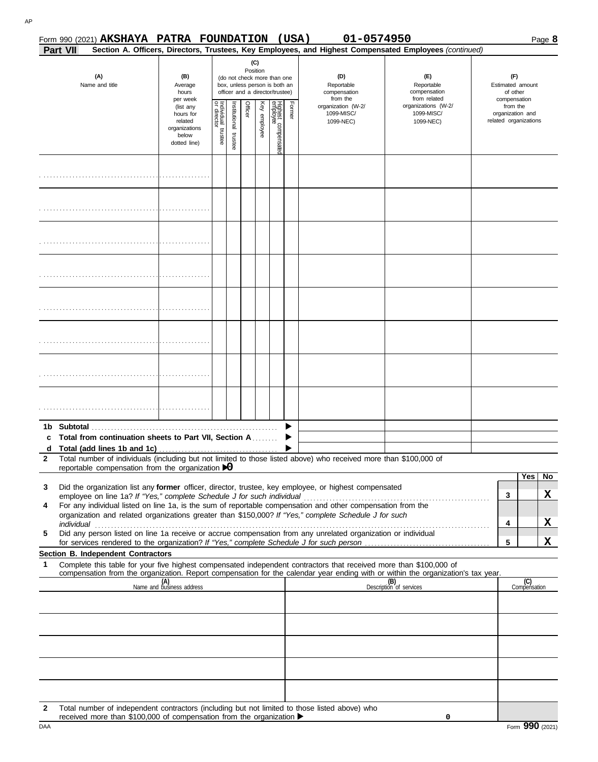Form 990 (2021) **AKSHAYA PATRA FOUNDATION (USA)** **01-0574950** Page **8**

**Part VII** **Section A. Officers, Directors, Trustees, Key Employees, and Highest Compensated Employees** *(continued)*

| (A) Name and title | (B) Average hours per week (list any hours for related organizations below dotted line) | (C) Position (do not check more than one box, unless person is both an officer and a director/trustee) Individual trustee or director | Institutional trustee | Officer | Key employee | Highest compensated employee | Former | (D) Reportable compensation from the organization (W-2/ 1099-MISC/ 1099-NEC) | (E) Reportable compensation from related organizations (W-2/ 1099-MISC/ 1099-NEC) | (F) Estimated amount of other compensation from the organization and related organizations |
|---|---|---|---|---|---|---|---|---|---|---|
| | | | | | | | | | | |
| | | | | | | | | | | |
| | | | | | | | | | | |
| | | | | | | | | | | |
| | | | | | | | | | | |
| | | | | | | | | | | |
| | | | | | | | | | | |
| | | | | | | | | | | |
| **1b Subtotal** | | | | | | | | | | |
| **c Total from continuation sheets to Part VII, Section A** | | | | | | | | | | |
| **d Total (add lines 1b and 1c)** | | | | | | | | | | |

**2** Total number of individuals (including but not limited to those listed above) who received more than $100,000 of reportable compensation from the organization ▶ 0

| | | | Yes | No |
|---|---|---|---|---|
| **3** | Did the organization list any **former** officer, director, trustee, key employee, or highest compensated employee on line 1a? *If "Yes," complete Schedule J for such individual* | 3 | | X |
| **4** | For any individual listed on line 1a, is the sum of reportable compensation and other compensation from the organization and related organizations greater than $150,000? *If "Yes," complete Schedule J for such individual* | 4 | | X |
| **5** | Did any person listed on line 1a receive or accrue compensation from any unrelated organization or individual for services rendered to the organization? *If "Yes," complete Schedule J for such person* | 5 | | X |

**Section B. Independent Contractors**

**1** Complete this table for your five highest compensated independent contractors that received more than $100,000 of compensation from the organization. Report compensation for the calendar year ending with or within the organization's tax year.

| (A) Name and business address | (B) Description of services | (C) Compensation |
|---|---|---|
| | | |
| | | |
| | | |
| | | |
| | | |

**2** Total number of independent contractors (including but not limited to those listed above) who received more than $100,000 of compensation from the organization ▶ 0

DAA Form **990** (2021)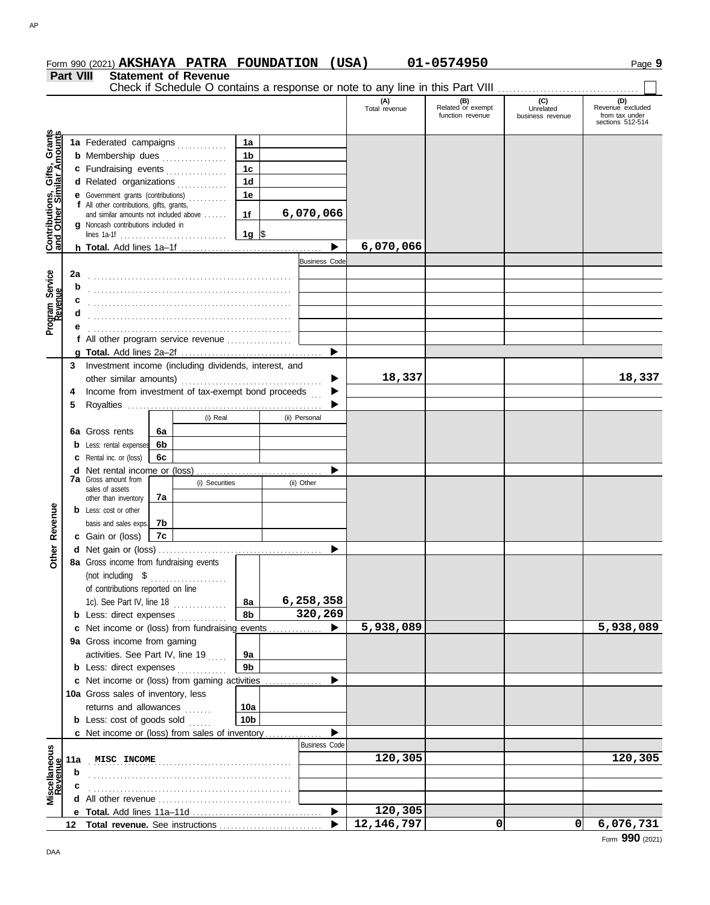Form 990 (2021) **AKSHAYA PATRA FOUNDATION (USA)** **01-0574950**

## Part VIII Statement of Revenue

Check if Schedule O contains a response or note to any line in this Part VIII ☐

| | | | | (A) Total revenue | (B) Related or exempt function revenue | (C) Unrelated business revenue | (D) Revenue excluded from tax under sections 512-514 |
|---|---|---|---|---|---|---|---|
| **Contributions, Gifts, Grants and Other Similar Amounts** | **1a** Federated campaigns | 1a | | | | | |
| | **b** Membership dues | 1b | | | | | |
| | **c** Fundraising events | 1c | | | | | |
| | **d** Related organizations | 1d | | | | | |
| | **e** Government grants (contributions) | 1e | | | | | |
| | **f** All other contributions, gifts, grants, and similar amounts not included above | 1f | 6,070,066 | | | | |
| | **g** Noncash contributions included in lines 1a-1f | 1g | $ | | | | |
| | **h Total.** Add lines 1a–1f | | ▶ | 6,070,066 | | | |
| **Program Service Revenue** | | | Business Code | | | | |
| | **2a** | | | | | | |
| | **b** | | | | | | |
| | **c** | | | | | | |
| | **d** | | | | | | |
| | **e** | | | | | | |
| | **f** All other program service revenue | | | | | | |
| | **g Total.** Add lines 2a–2f | | ▶ | | | | |
| **Other Revenue** | **3** Investment income (including dividends, interest, and other similar amounts) | | ▶ | 18,337 | | | 18,337 |
| | **4** Income from investment of tax-exempt bond proceeds | | ▶ | | | | |
| | **5** Royalties | | ▶ | | | | |
| | | (i) Real | (ii) Personal | | | | |
| | **6a** Gross rents 6a | | | | | | |
| | **b** Less: rental expenses 6b | | | | | | |
| | **c** Rental inc. or (loss) 6c | | | | | | |
| | **d** Net rental income or (loss) | | ▶ | | | | |
| | **7a** Gross amount from sales of assets other than inventory 7a | (i) Securities | (ii) Other | | | | |
| | **b** Less: cost or other basis and sales exps. 7b | | | | | | |
| | **c** Gain or (loss) 7c | | | | | | |
| | **d** Net gain or (loss) | | ▶ | | | | |
| | **8a** Gross income from fundraising events (not including $ of contributions reported on line 1c). See Part IV, line 18 | 8a | 6,258,358 | | | | |
| | **b** Less: direct expenses | 8b | 320,269 | | | | |
| | **c** Net income or (loss) from fundraising events | | ▶ | 5,938,089 | | | 5,938,089 |
| | **9a** Gross income from gaming activities. See Part IV, line 19 | 9a | | | | | |
| | **b** Less: direct expenses | 9b | | | | | |
| | **c** Net income or (loss) from gaming activities | | ▶ | | | | |
| | **10a** Gross sales of inventory, less returns and allowances | 10a | | | | | |
| | **b** Less: cost of goods sold | 10b | | | | | |
| | **c** Net income or (loss) from sales of inventory | | ▶ | | | | |
| **Miscellaneous Revenue** | | | Business Code | | | | |
| | **11a** MISC INCOME | | | 120,305 | | | 120,305 |
| | **b** | | | | | | |
| | **c** | | | | | | |
| | **d** All other revenue | | | | | | |
| | **e Total.** Add lines 11a–11d | | ▶ | 120,305 | | | |
| | **12 Total revenue.** See instructions | | ▶ | 12,146,797 | 0 | 0 | 6,076,731 |

Form **990** (2021)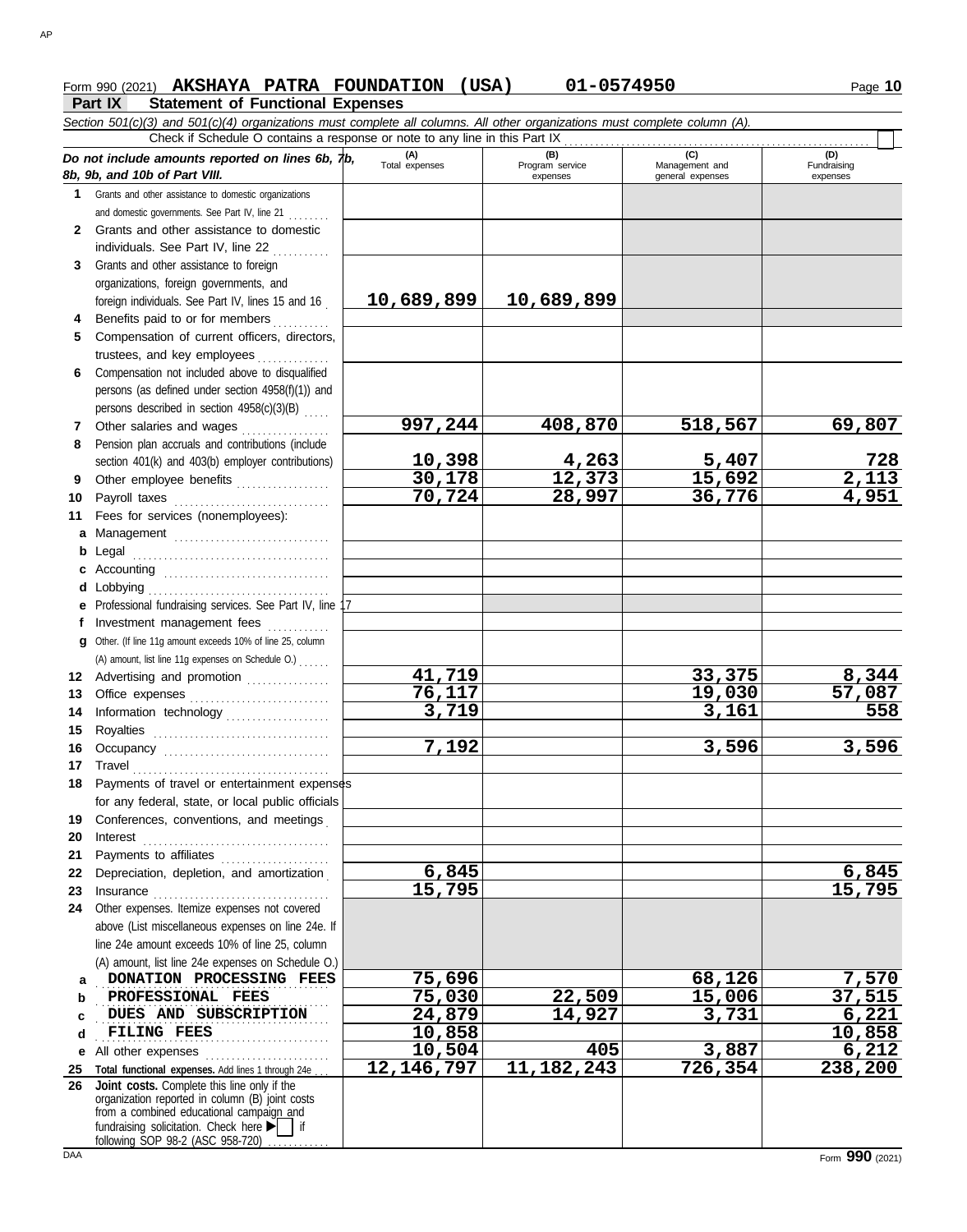Form 990 (2021) **AKSHAYA PATRA FOUNDATION (USA)** **01-0574950** Page **10**

**Part IX Statement of Functional Expenses**

*Section 501(c)(3) and 501(c)(4) organizations must complete all columns. All other organizations must complete column (A).*

Check if Schedule O contains a response or note to any line in this Part IX ☐

| *Do not include amounts reported on lines 6b, 7b, 8b, 9b, and 10b of Part VIII.* | (A) Total expenses | (B) Program service expenses | (C) Management and general expenses | (D) Fundraising expenses |
|---|---|---|---|---|
| **1** Grants and other assistance to domestic organizations and domestic governments. See Part IV, line 21 | | | | |
| **2** Grants and other assistance to domestic individuals. See Part IV, line 22 | | | | |
| **3** Grants and other assistance to foreign organizations, foreign governments, and foreign individuals. See Part IV, lines 15 and 16 | 10,689,899 | 10,689,899 | | |
| **4** Benefits paid to or for members | | | | |
| **5** Compensation of current officers, directors, trustees, and key employees | | | | |
| **6** Compensation not included above to disqualified persons (as defined under section 4958(f)(1)) and persons described in section 4958(c)(3)(B) | | | | |
| **7** Other salaries and wages | 997,244 | 408,870 | 518,567 | 69,807 |
| **8** Pension plan accruals and contributions (include section 401(k) and 403(b) employer contributions) | 10,398 | 4,263 | 5,407 | 728 |
| **9** Other employee benefits | 30,178 | 12,373 | 15,692 | 2,113 |
| **10** Payroll taxes | 70,724 | 28,997 | 36,776 | 4,951 |
| **11** Fees for services (nonemployees): | | | | |
| **a** Management | | | | |
| **b** Legal | | | | |
| **c** Accounting | | | | |
| **d** Lobbying | | | | |
| **e** Professional fundraising services. See Part IV, line 17 | | | | |
| **f** Investment management fees | | | | |
| **g** Other. (If line 11g amount exceeds 10% of line 25, column (A) amount, list line 11g expenses on Schedule O.) | | | | |
| **12** Advertising and promotion | 41,719 | | 33,375 | 8,344 |
| **13** Office expenses | 76,117 | | 19,030 | 57,087 |
| **14** Information technology | 3,719 | | 3,161 | 558 |
| **15** Royalties | | | | |
| **16** Occupancy | 7,192 | | 3,596 | 3,596 |
| **17** Travel | | | | |
| **18** Payments of travel or entertainment expenses for any federal, state, or local public officials | | | | |
| **19** Conferences, conventions, and meetings | | | | |
| **20** Interest | | | | |
| **21** Payments to affiliates | | | | |
| **22** Depreciation, depletion, and amortization | 6,845 | | | 6,845 |
| **23** Insurance | 15,795 | | | 15,795 |
| **24** Other expenses. Itemize expenses not covered above (List miscellaneous expenses on line 24e. If line 24e amount exceeds 10% of line 25, column (A) amount, list line 24e expenses on Schedule O.) | | | | |
| **a** DONATION PROCESSING FEES | 75,696 | | 68,126 | 7,570 |
| **b** PROFESSIONAL FEES | 75,030 | 22,509 | 15,006 | 37,515 |
| **c** DUES AND SUBSCRIPTION | 24,879 | 14,927 | 3,731 | 6,221 |
| **d** FILING FEES | 10,858 | | | 10,858 |
| **e** All other expenses | 10,504 | 405 | 3,887 | 6,212 |
| **25** **Total functional expenses.** Add lines 1 through 24e | 12,146,797 | 11,182,243 | 726,354 | 238,200 |
| **26** **Joint costs.** Complete this line only if the organization reported in column (B) joint costs from a combined educational campaign and fundraising solicitation. Check here ▶ ☐ if following SOP 98-2 (ASC 958-720) | | | | |

Form **990** (2021)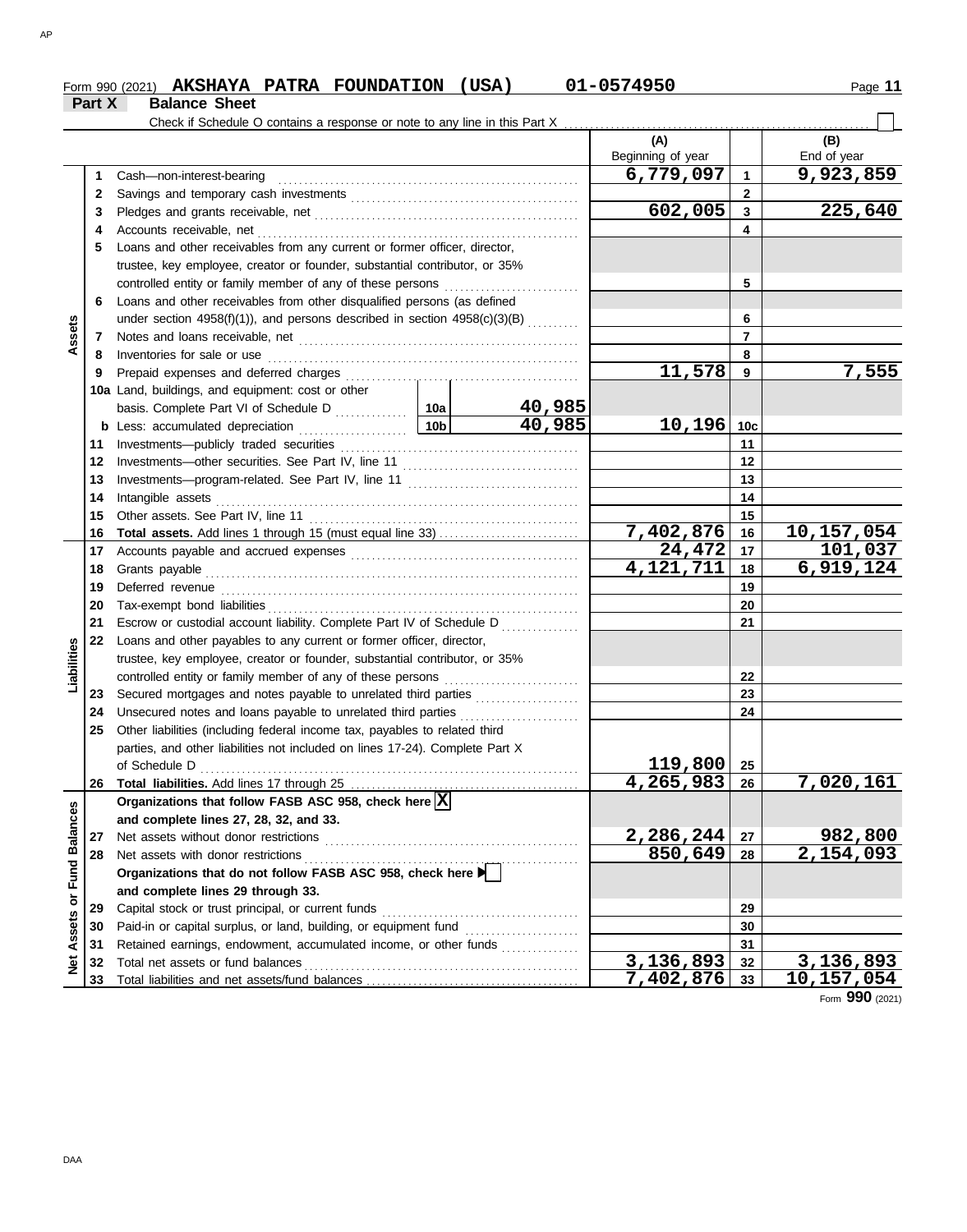Form 990 (2021) **AKSHAYA PATRA FOUNDATION (USA)** 01-0574950

## Part X Balance Sheet

Check if Schedule O contains a response or note to any line in this Part X

| Section | Line | Description | | | (A) Beginning of year | Line | (B) End of year |
|---|---|---|---|---|---|---|---|
| Assets | 1 | Cash—non-interest-bearing | | | 6,779,097 | 1 | 9,923,859 |
| | 2 | Savings and temporary cash investments | | | | 2 | |
| | 3 | Pledges and grants receivable, net | | | 602,005 | 3 | 225,640 |
| | 4 | Accounts receivable, net | | | | 4 | |
| | 5 | Loans and other receivables from any current or former officer, director, trustee, key employee, creator or founder, substantial contributor, or 35% controlled entity or family member of any of these persons | | | | 5 | |
| | 6 | Loans and other receivables from other disqualified persons (as defined under section 4958(f)(1)), and persons described in section 4958(c)(3)(B) | | | | 6 | |
| | 7 | Notes and loans receivable, net | | | | 7 | |
| | 8 | Inventories for sale or use | | | | 8 | |
| | 9 | Prepaid expenses and deferred charges | | | 11,578 | 9 | 7,555 |
| | 10a | Land, buildings, and equipment: cost or other basis. Complete Part VI of Schedule D | 10a | 40,985 | | | |
| | b | Less: accumulated depreciation | 10b | 40,985 | 10,196 | 10c | |
| | 11 | Investments—publicly traded securities | | | | 11 | |
| | 12 | Investments—other securities. See Part IV, line 11 | | | | 12 | |
| | 13 | Investments—program-related. See Part IV, line 11 | | | | 13 | |
| | 14 | Intangible assets | | | | 14 | |
| | 15 | Other assets. See Part IV, line 11 | | | | 15 | |
| | 16 | **Total assets.** Add lines 1 through 15 (must equal line 33) | | | 7,402,876 | 16 | 10,157,054 |
| Liabilities | 17 | Accounts payable and accrued expenses | | | 24,472 | 17 | 101,037 |
| | 18 | Grants payable | | | 4,121,711 | 18 | 6,919,124 |
| | 19 | Deferred revenue | | | | 19 | |
| | 20 | Tax-exempt bond liabilities | | | | 20 | |
| | 21 | Escrow or custodial account liability. Complete Part IV of Schedule D | | | | 21 | |
| | 22 | Loans and other payables to any current or former officer, director, trustee, key employee, creator or founder, substantial contributor, or 35% controlled entity or family member of any of these persons | | | | 22 | |
| | 23 | Secured mortgages and notes payable to unrelated third parties | | | | 23 | |
| | 24 | Unsecured notes and loans payable to unrelated third parties | | | | 24 | |
| | 25 | Other liabilities (including federal income tax, payables to related third parties, and other liabilities not included on lines 17-24). Complete Part X of Schedule D | | | 119,800 | 25 | |
| | 26 | **Total liabilities.** Add lines 17 through 25 | | | 4,265,983 | 26 | 7,020,161 |
| Net Assets or Fund Balances | | **Organizations that follow FASB ASC 958, check here** [X] **and complete lines 27, 28, 32, and 33.** | | | | | |
| | 27 | Net assets without donor restrictions | | | 2,286,244 | 27 | 982,800 |
| | 28 | Net assets with donor restrictions | | | 850,649 | 28 | 2,154,093 |
| | | **Organizations that do not follow FASB ASC 958, check here** [ ] **and complete lines 29 through 33.** | | | | | |
| | 29 | Capital stock or trust principal, or current funds | | | | 29 | |
| | 30 | Paid-in or capital surplus, or land, building, or equipment fund | | | | 30 | |
| | 31 | Retained earnings, endowment, accumulated income, or other funds | | | | 31 | |
| | 32 | Total net assets or fund balances | | | 3,136,893 | 32 | 3,136,893 |
| | 33 | Total liabilities and net assets/fund balances | | | 7,402,876 | 33 | 10,157,054 |

Form **990** (2021)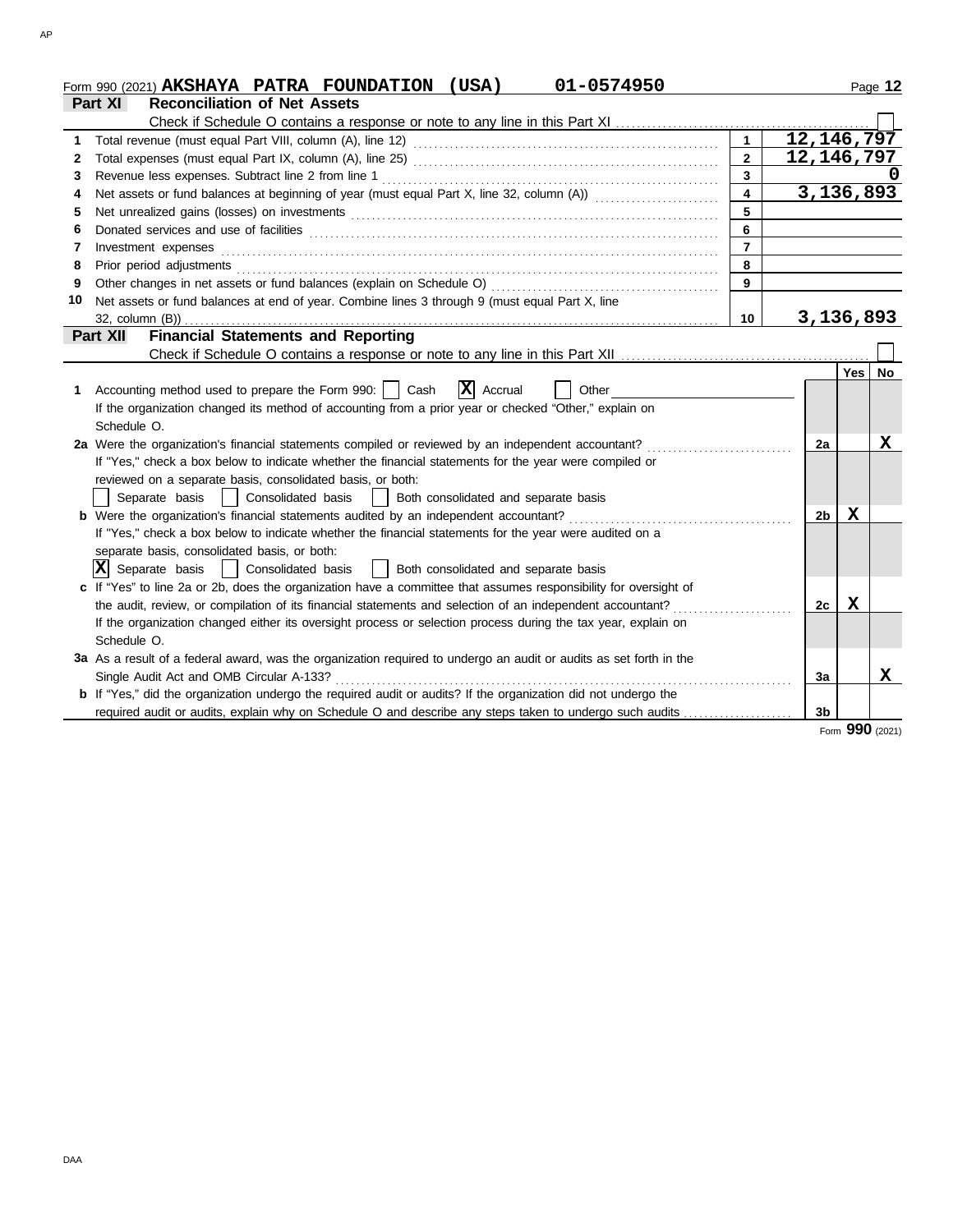Form 990 (2021) **AKSHAYA PATRA FOUNDATION (USA)** **01-0574950**

## Part XI Reconciliation of Net Assets

Check if Schedule O contains a response or note to any line in this Part XI ☐

| | | | |
|---|---|---|---|
| 1 | Total revenue (must equal Part VIII, column (A), line 12) | 1 | 12,146,797 |
| 2 | Total expenses (must equal Part IX, column (A), line 25) | 2 | 12,146,797 |
| 3 | Revenue less expenses. Subtract line 2 from line 1 | 3 | 0 |
| 4 | Net assets or fund balances at beginning of year (must equal Part X, line 32, column (A)) | 4 | 3,136,893 |
| 5 | Net unrealized gains (losses) on investments | 5 | |
| 6 | Donated services and use of facilities | 6 | |
| 7 | Investment expenses | 7 | |
| 8 | Prior period adjustments | 8 | |
| 9 | Other changes in net assets or fund balances (explain on Schedule O) | 9 | |
| 10 | Net assets or fund balances at end of year. Combine lines 3 through 9 (must equal Part X, line 32, column (B)) | 10 | 3,136,893 |

## Part XII Financial Statements and Reporting

Check if Schedule O contains a response or note to any line in this Part XII ☐

| | | | Yes | No |
|---|---|---|---|---|
| 1 | Accounting method used to prepare the Form 990: ☐ Cash ☒ Accrual ☐ Other ______ <br> If the organization changed its method of accounting from a prior year or checked "Other," explain on Schedule O. | | | |
| 2a | Were the organization's financial statements compiled or reviewed by an independent accountant? | 2a | | X |
| | If "Yes," check a box below to indicate whether the financial statements for the year were compiled or reviewed on a separate basis, consolidated basis, or both: <br> ☐ Separate basis ☐ Consolidated basis ☐ Both consolidated and separate basis | | | |
| b | Were the organization's financial statements audited by an independent accountant? | 2b | X | |
| | If "Yes," check a box below to indicate whether the financial statements for the year were audited on a separate basis, consolidated basis, or both: <br> ☒ Separate basis ☐ Consolidated basis ☐ Both consolidated and separate basis | | | |
| c | If "Yes" to line 2a or 2b, does the organization have a committee that assumes responsibility for oversight of the audit, review, or compilation of its financial statements and selection of an independent accountant? | 2c | X | |
| | If the organization changed either its oversight process or selection process during the tax year, explain on Schedule O. | | | |
| 3a | As a result of a federal award, was the organization required to undergo an audit or audits as set forth in the Single Audit Act and OMB Circular A-133? | 3a | | X |
| b | If "Yes," did the organization undergo the required audit or audits? If the organization did not undergo the required audit or audits, explain why on Schedule O and describe any steps taken to undergo such audits | 3b | | |

Form **990** (2021)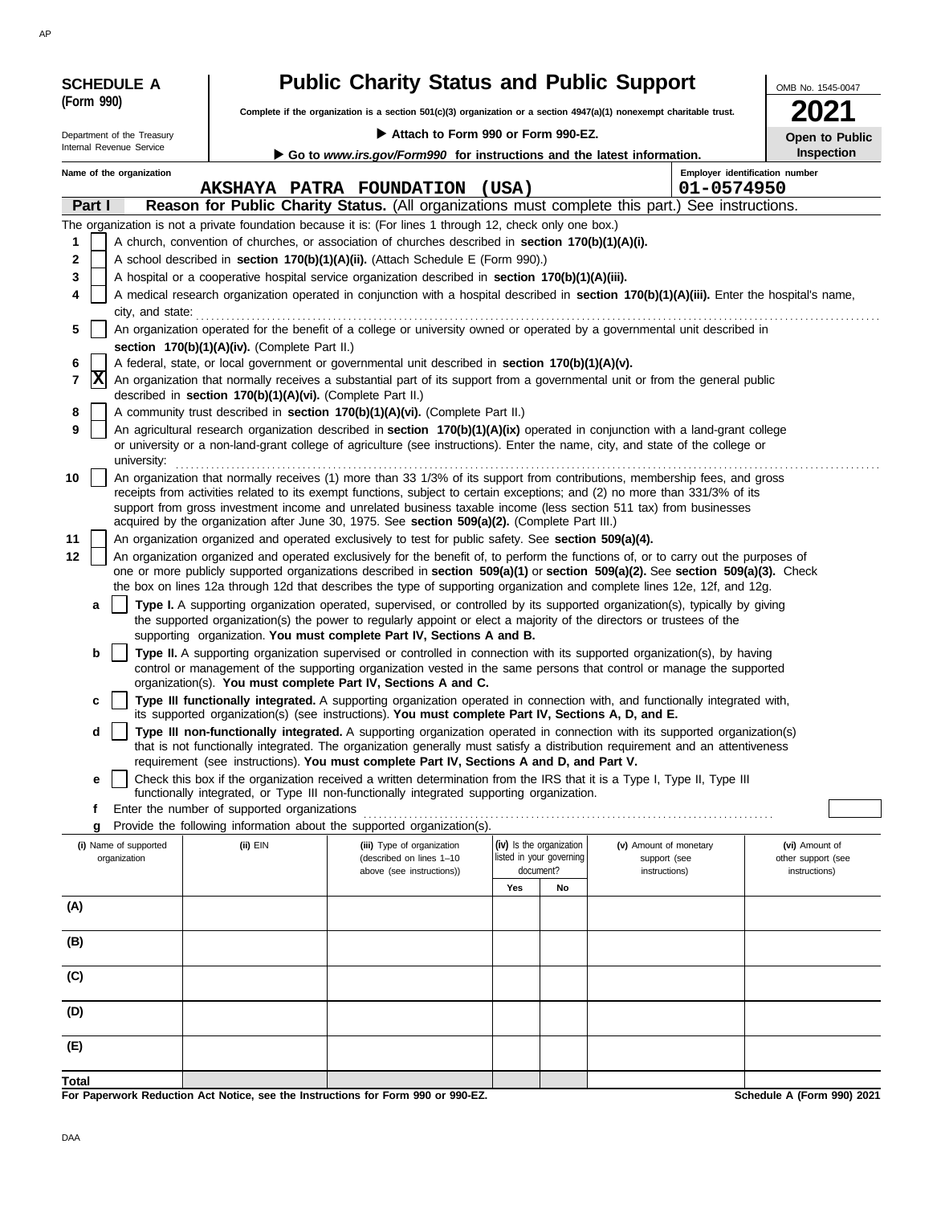**SCHEDULE A (Form 990)**

Department of the Treasury
Internal Revenue Service

# Public Charity Status and Public Support

**Complete if the organization is a section 501(c)(3) organization or a section 4947(a)(1) nonexempt charitable trust.**

▶ **Attach to Form 990 or Form 990-EZ.**

▶ **Go to *www.irs.gov/Form990* for instructions and the latest information.**

OMB No. 1545-0047

**2021**

**Open to Public Inspection**

**Name of the organization:** AKSHAYA PATRA FOUNDATION (USA)

**Employer identification number:** 01-0574950

## Part I — Reason for Public Charity Status. (All organizations must complete this part.) See instructions.

The organization is not a private foundation because it is: (For lines 1 through 12, check only one box.)

1. [ ] A church, convention of churches, or association of churches described in **section 170(b)(1)(A)(i).**
2. [ ] A school described in **section 170(b)(1)(A)(ii).** (Attach Schedule E (Form 990).)
3. [ ] A hospital or a cooperative hospital service organization described in **section 170(b)(1)(A)(iii).**
4. [ ] A medical research organization operated in conjunction with a hospital described in **section 170(b)(1)(A)(iii).** Enter the hospital's name, city, and state:
5. [ ] An organization operated for the benefit of a college or university owned or operated by a governmental unit described in **section 170(b)(1)(A)(iv).** (Complete Part II.)
6. [ ] A federal, state, or local government or governmental unit described in **section 170(b)(1)(A)(v).**
7. [X] An organization that normally receives a substantial part of its support from a governmental unit or from the general public described in **section 170(b)(1)(A)(vi).** (Complete Part II.)
8. [ ] A community trust described in **section 170(b)(1)(A)(vi).** (Complete Part II.)
9. [ ] An agricultural research organization described in **section 170(b)(1)(A)(ix)** operated in conjunction with a land-grant college or university or a non-land-grant college of agriculture (see instructions). Enter the name, city, and state of the college or university:
10. [ ] An organization that normally receives (1) more than 33 1/3% of its support from contributions, membership fees, and gross receipts from activities related to its exempt functions, subject to certain exceptions; and (2) no more than 331/3% of its support from gross investment income and unrelated business taxable income (less section 511 tax) from businesses acquired by the organization after June 30, 1975. See **section 509(a)(2).** (Complete Part III.)
11. [ ] An organization organized and operated exclusively to test for public safety. See **section 509(a)(4).**
12. [ ] An organization organized and operated exclusively for the benefit of, to perform the functions of, or to carry out the purposes of one or more publicly supported organizations described in **section 509(a)(1)** or **section 509(a)(2).** See **section 509(a)(3).** Check the box on lines 12a through 12d that describes the type of supporting organization and complete lines 12e, 12f, and 12g.
   - **a** [ ] **Type I.** A supporting organization operated, supervised, or controlled by its supported organization(s), typically by giving the supported organization(s) the power to regularly appoint or elect a majority of the directors or trustees of the supporting organization. **You must complete Part IV, Sections A and B.**
   - **b** [ ] **Type II.** A supporting organization supervised or controlled in connection with its supported organization(s), by having control or management of the supporting organization vested in the same persons that control or manage the supported organization(s). **You must complete Part IV, Sections A and C.**
   - **c** [ ] **Type III functionally integrated.** A supporting organization operated in connection with, and functionally integrated with, its supported organization(s) (see instructions). **You must complete Part IV, Sections A, D, and E.**
   - **d** [ ] **Type III non-functionally integrated.** A supporting organization operated in connection with its supported organization(s) that is not functionally integrated. The organization generally must satisfy a distribution requirement and an attentiveness requirement (see instructions). **You must complete Part IV, Sections A and D, and Part V.**
   - **e** [ ] Check this box if the organization received a written determination from the IRS that it is a Type I, Type II, Type III functionally integrated, or Type III non-functionally integrated supporting organization.
   - **f** Enter the number of supported organizations
   - **g** Provide the following information about the supported organization(s).

| (i) Name of supported organization | (ii) EIN | (iii) Type of organization (described on lines 1–10 above (see instructions)) | (iv) Is the organization listed in your governing document? Yes | No | (v) Amount of monetary support (see instructions) | (vi) Amount of other support (see instructions) |
|---|---|---|---|---|---|---|
| (A) | | | | | | |
| (B) | | | | | | |
| (C) | | | | | | |
| (D) | | | | | | |
| (E) | | | | | | |
| **Total** | | | | | | |

**For Paperwork Reduction Act Notice, see the Instructions for Form 990 or 990-EZ.** **Schedule A (Form 990) 2021**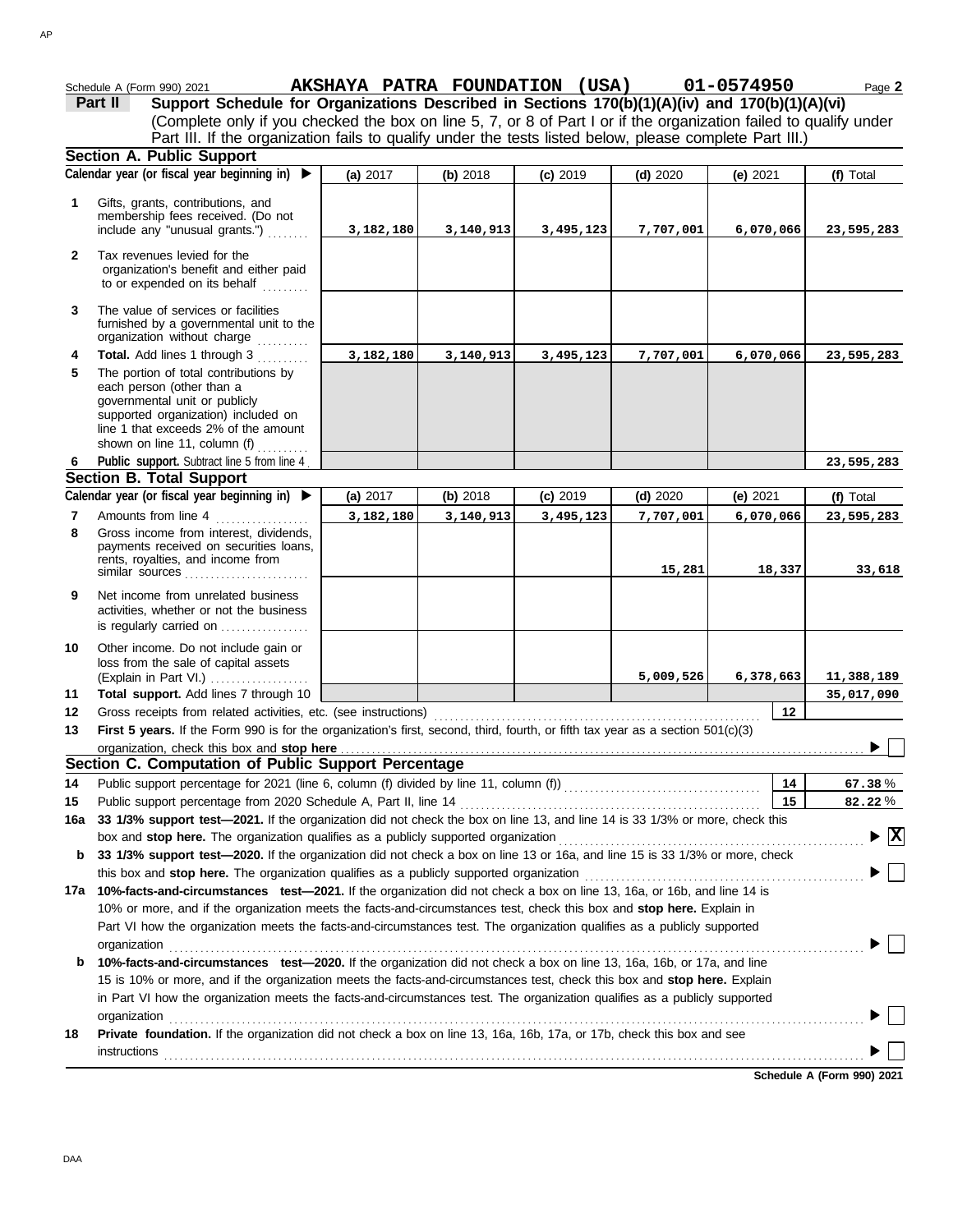Schedule A (Form 990) 2021 **AKSHAYA PATRA FOUNDATION (USA) 01-0574950**

**Part II Support Schedule for Organizations Described in Sections 170(b)(1)(A)(iv) and 170(b)(1)(A)(vi)**

(Complete only if you checked the box on line 5, 7, or 8 of Part I or if the organization failed to qualify under Part III. If the organization fails to qualify under the tests listed below, please complete Part III.)

### Section A. Public Support

| Calendar year (or fiscal year beginning in) ▶ | (a) 2017 | (b) 2018 | (c) 2019 | (d) 2020 | (e) 2021 | (f) Total |
|---|---|---|---|---|---|---|
| 1 Gifts, grants, contributions, and membership fees received. (Do not include any "unusual grants.") | 3,182,180 | 3,140,913 | 3,495,123 | 7,707,001 | 6,070,066 | 23,595,283 |
| 2 Tax revenues levied for the organization's benefit and either paid to or expended on its behalf | | | | | | |
| 3 The value of services or facilities furnished by a governmental unit to the organization without charge | | | | | | |
| 4 **Total.** Add lines 1 through 3 | 3,182,180 | 3,140,913 | 3,495,123 | 7,707,001 | 6,070,066 | 23,595,283 |
| 5 The portion of total contributions by each person (other than a governmental unit or publicly supported organization) included on line 1 that exceeds 2% of the amount shown on line 11, column (f) | | | | | | |
| 6 **Public support.** Subtract line 5 from line 4 | | | | | | 23,595,283 |

### Section B. Total Support

| Calendar year (or fiscal year beginning in) ▶ | (a) 2017 | (b) 2018 | (c) 2019 | (d) 2020 | (e) 2021 | (f) Total |
|---|---|---|---|---|---|---|
| 7 Amounts from line 4 | 3,182,180 | 3,140,913 | 3,495,123 | 7,707,001 | 6,070,066 | 23,595,283 |
| 8 Gross income from interest, dividends, payments received on securities loans, rents, royalties, and income from similar sources | | | | 15,281 | 18,337 | 33,618 |
| 9 Net income from unrelated business activities, whether or not the business is regularly carried on | | | | | | |
| 10 Other income. Do not include gain or loss from the sale of capital assets (Explain in Part VI.) | | | | 5,009,526 | 6,378,663 | 11,388,189 |
| 11 **Total support.** Add lines 7 through 10 | | | | | | 35,017,090 |

12 Gross receipts from related activities, etc. (see instructions) | 12 |

13 **First 5 years.** If the Form 990 is for the organization's first, second, third, fourth, or fifth tax year as a section 501(c)(3) organization, check this box and **stop here** ▶ ☐

### Section C. Computation of Public Support Percentage

14 Public support percentage for 2021 (line 6, column (f) divided by line 11, column (f)) | 14 | **67.38** %

15 Public support percentage from 2020 Schedule A, Part II, line 14 | 15 | **82.22** %

16a **33 1/3% support test—2021.** If the organization did not check the box on line 13, and line 14 is 33 1/3% or more, check this box and **stop here.** The organization qualifies as a publicly supported organization ▶ ☒

b **33 1/3% support test—2020.** If the organization did not check a box on line 13 or 16a, and line 15 is 33 1/3% or more, check this box and **stop here.** The organization qualifies as a publicly supported organization ▶ ☐

17a **10%-facts-and-circumstances test—2021.** If the organization did not check a box on line 13, 16a, or 16b, and line 14 is 10% or more, and if the organization meets the facts-and-circumstances test, check this box and **stop here.** Explain in Part VI how the organization meets the facts-and-circumstances test. The organization qualifies as a publicly supported organization ▶ ☐

b **10%-facts-and-circumstances test—2020.** If the organization did not check a box on line 13, 16a, 16b, or 17a, and line 15 is 10% or more, and if the organization meets the facts-and-circumstances test, check this box and **stop here.** Explain in Part VI how the organization meets the facts-and-circumstances test. The organization qualifies as a publicly supported organization ▶ ☐

18 **Private foundation.** If the organization did not check a box on line 13, 16a, 16b, 17a, or 17b, check this box and see instructions ▶ ☐

**Schedule A (Form 990) 2021**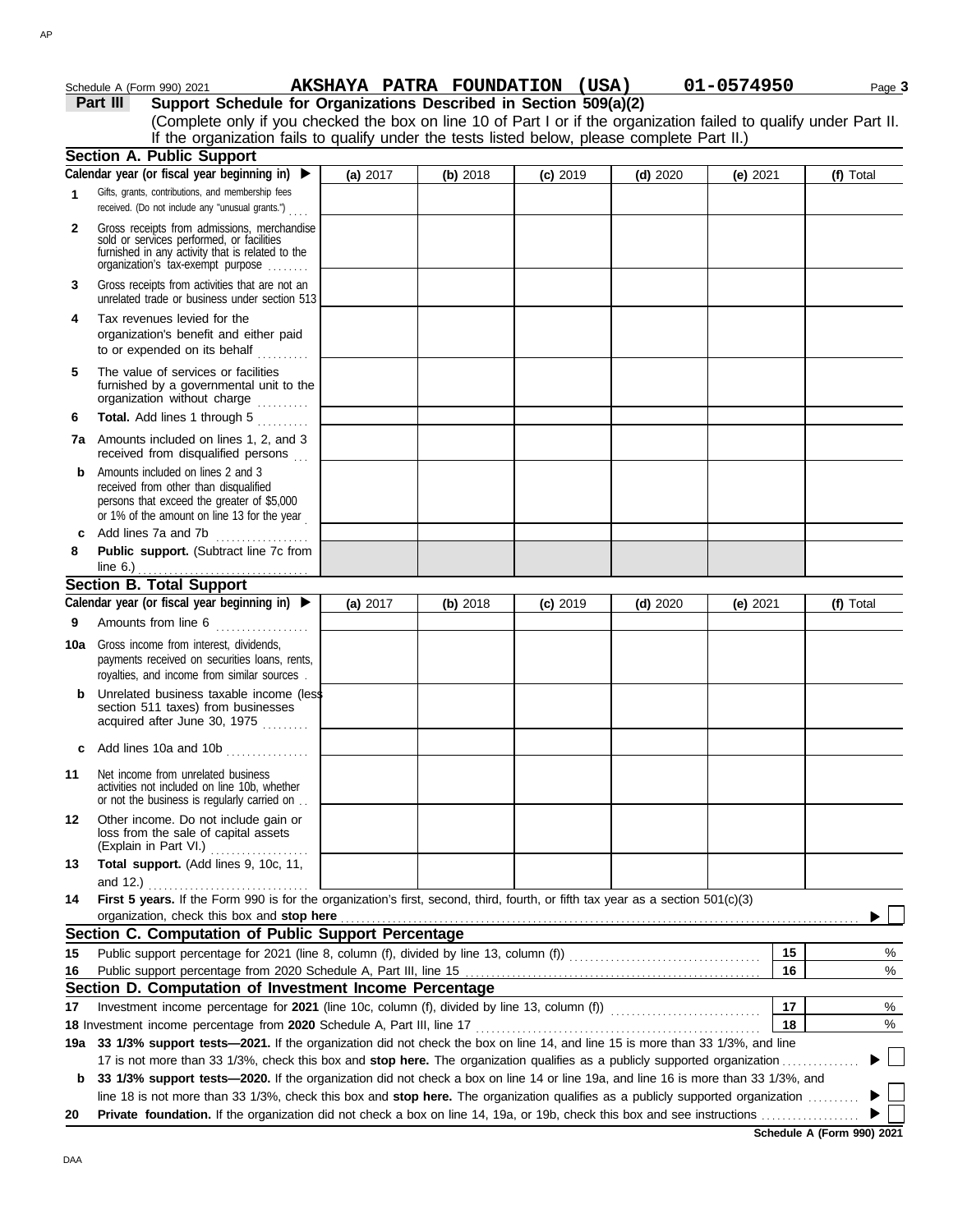Schedule A (Form 990) 2021 **AKSHAYA PATRA FOUNDATION (USA)** **01-0574950**

**Part III** **Support Schedule for Organizations Described in Section 509(a)(2)**

(Complete only if you checked the box on line 10 of Part I or if the organization failed to qualify under Part II. If the organization fails to qualify under the tests listed below, please complete Part II.)

### Section A. Public Support

| Calendar year (or fiscal year beginning in) ▶ | (a) 2017 | (b) 2018 | (c) 2019 | (d) 2020 | (e) 2021 | (f) Total |
|---|---|---|---|---|---|---|
| **1** Gifts, grants, contributions, and membership fees received. (Do not include any "unusual grants.") | | | | | | |
| **2** Gross receipts from admissions, merchandise sold or services performed, or facilities furnished in any activity that is related to the organization's tax-exempt purpose | | | | | | |
| **3** Gross receipts from activities that are not an unrelated trade or business under section 513 | | | | | | |
| **4** Tax revenues levied for the organization's benefit and either paid to or expended on its behalf | | | | | | |
| **5** The value of services or facilities furnished by a governmental unit to the organization without charge | | | | | | |
| **6** **Total.** Add lines 1 through 5 | | | | | | |
| **7a** Amounts included on lines 1, 2, and 3 received from disqualified persons | | | | | | |
| **b** Amounts included on lines 2 and 3 received from other than disqualified persons that exceed the greater of $5,000 or 1% of the amount on line 13 for the year | | | | | | |
| **c** Add lines 7a and 7b | | | | | | |
| **8** **Public support.** (Subtract line 7c from line 6.) | | | | | | |

### Section B. Total Support

| Calendar year (or fiscal year beginning in) ▶ | (a) 2017 | (b) 2018 | (c) 2019 | (d) 2020 | (e) 2021 | (f) Total |
|---|---|---|---|---|---|---|
| **9** Amounts from line 6 | | | | | | |
| **10a** Gross income from interest, dividends, payments received on securities loans, rents, royalties, and income from similar sources | | | | | | |
| **b** Unrelated business taxable income (less section 511 taxes) from businesses acquired after June 30, 1975 | | | | | | |
| **c** Add lines 10a and 10b | | | | | | |
| **11** Net income from unrelated business activities not included on line 10b, whether or not the business is regularly carried on | | | | | | |
| **12** Other income. Do not include gain or loss from the sale of capital assets (Explain in Part VI.) | | | | | | |
| **13** **Total support.** (Add lines 9, 10c, 11, and 12.) | | | | | | |

**14** **First 5 years.** If the Form 990 is for the organization's first, second, third, fourth, or fifth tax year as a section 501(c)(3) organization, check this box and **stop here** ▶ ☐

### Section C. Computation of Public Support Percentage

| | | | |
|---|---|---|---|
| **15** | Public support percentage for 2021 (line 8, column (f), divided by line 13, column (f)) | **15** | % |
| **16** | Public support percentage from 2020 Schedule A, Part III, line 15 | **16** | % |

### Section D. Computation of Investment Income Percentage

| | | | |
|---|---|---|---|
| **17** | Investment income percentage for **2021** (line 10c, column (f), divided by line 13, column (f)) | **17** | % |
| **18** | Investment income percentage from **2020** Schedule A, Part III, line 17 | **18** | % |

**19a** **33 1/3% support tests—2021.** If the organization did not check the box on line 14, and line 15 is more than 33 1/3%, and line 17 is not more than 33 1/3%, check this box and **stop here.** The organization qualifies as a publicly supported organization ▶ ☐

**b** **33 1/3% support tests—2020.** If the organization did not check a box on line 14 or line 19a, and line 16 is more than 33 1/3%, and line 18 is not more than 33 1/3%, check this box and **stop here.** The organization qualifies as a publicly supported organization ▶ ☐

**20** **Private foundation.** If the organization did not check a box on line 14, 19a, or 19b, check this box and see instructions ▶ ☐

**Schedule A (Form 990) 2021**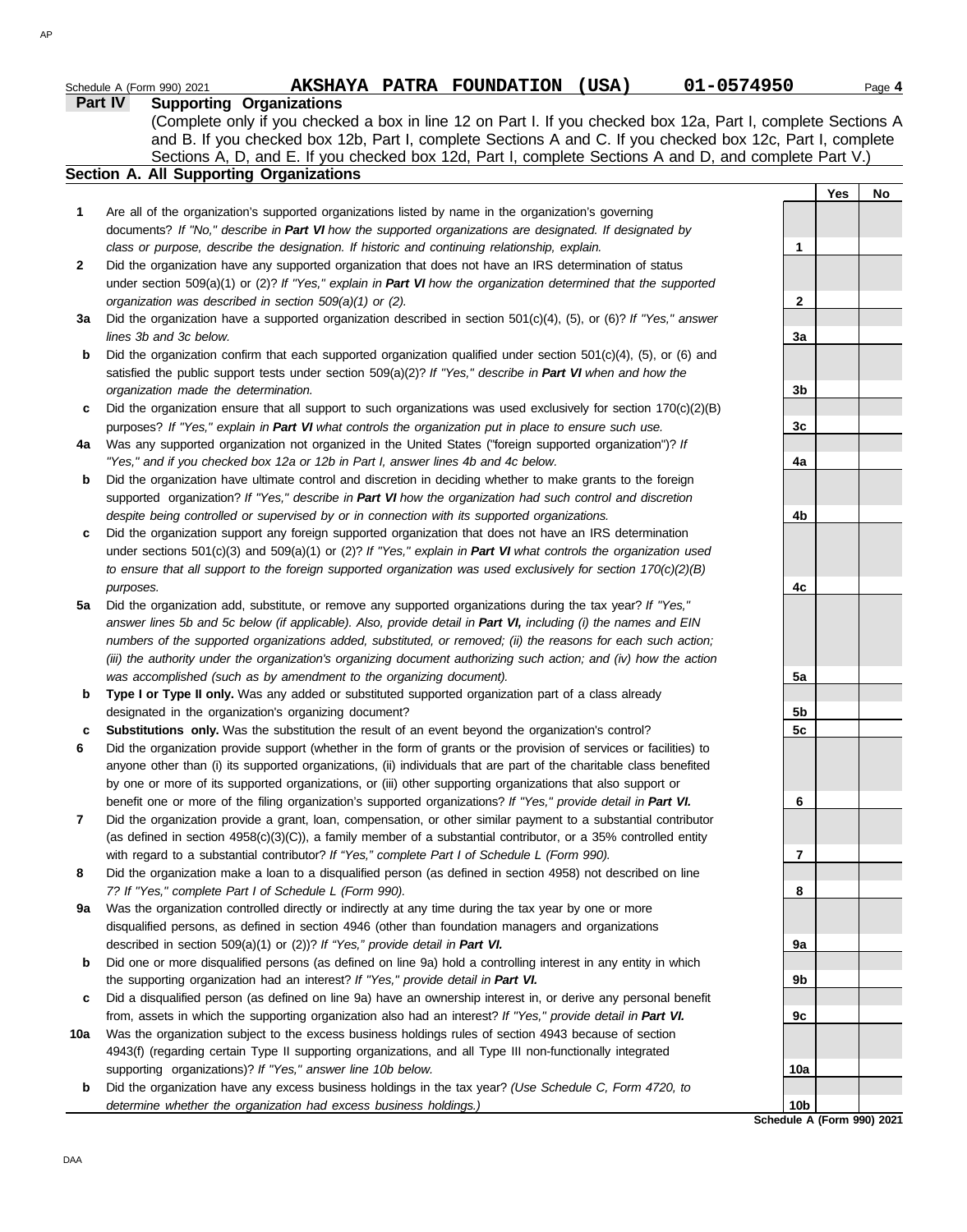Schedule A (Form 990) 2021 **AKSHAYA PATRA FOUNDATION (USA)** **01-0574950** Page **4**

## Part IV Supporting Organizations

(Complete only if you checked a box in line 12 on Part I. If you checked box 12a, Part I, complete Sections A and B. If you checked box 12b, Part I, complete Sections A and C. If you checked box 12c, Part I, complete Sections A, D, and E. If you checked box 12d, Part I, complete Sections A and D, and complete Part V.)

### Section A. All Supporting Organizations

| | | | Yes | No |
|---|---|---|---|---|
| **1** | Are all of the organization's supported organizations listed by name in the organization's governing documents? *If "No," describe in **Part VI** how the supported organizations are designated. If designated by class or purpose, describe the designation. If historic and continuing relationship, explain.* | 1 | | |
| **2** | Did the organization have any supported organization that does not have an IRS determination of status under section 509(a)(1) or (2)? *If "Yes," explain in **Part VI** how the organization determined that the supported organization was described in section 509(a)(1) or (2).* | 2 | | |
| **3a** | Did the organization have a supported organization described in section 501(c)(4), (5), or (6)? *If "Yes," answer lines 3b and 3c below.* | 3a | | |
| **b** | Did the organization confirm that each supported organization qualified under section 501(c)(4), (5), or (6) and satisfied the public support tests under section 509(a)(2)? *If "Yes," describe in **Part VI** when and how the organization made the determination.* | 3b | | |
| **c** | Did the organization ensure that all support to such organizations was used exclusively for section 170(c)(2)(B) purposes? *If "Yes," explain in **Part VI** what controls the organization put in place to ensure such use.* | 3c | | |
| **4a** | Was any supported organization not organized in the United States ("foreign supported organization")? *If "Yes," and if you checked box 12a or 12b in Part I, answer lines 4b and 4c below.* | 4a | | |
| **b** | Did the organization have ultimate control and discretion in deciding whether to make grants to the foreign supported organization? *If "Yes," describe in **Part VI** how the organization had such control and discretion despite being controlled or supervised by or in connection with its supported organizations.* | 4b | | |
| **c** | Did the organization support any foreign supported organization that does not have an IRS determination under sections 501(c)(3) and 509(a)(1) or (2)? *If "Yes," explain in **Part VI** what controls the organization used to ensure that all support to the foreign supported organization was used exclusively for section 170(c)(2)(B) purposes.* | 4c | | |
| **5a** | Did the organization add, substitute, or remove any supported organizations during the tax year? *If "Yes," answer lines 5b and 5c below (if applicable). Also, provide detail in **Part VI,** including (i) the names and EIN numbers of the supported organizations added, substituted, or removed; (ii) the reasons for each such action; (iii) the authority under the organization's organizing document authorizing such action; and (iv) how the action was accomplished (such as by amendment to the organizing document).* | 5a | | |
| **b** | **Type I or Type II only.** Was any added or substituted supported organization part of a class already designated in the organization's organizing document? | 5b | | |
| **c** | **Substitutions only.** Was the substitution the result of an event beyond the organization's control? | 5c | | |
| **6** | Did the organization provide support (whether in the form of grants or the provision of services or facilities) to anyone other than (i) its supported organizations, (ii) individuals that are part of the charitable class benefited by one or more of its supported organizations, or (iii) other supporting organizations that also support or benefit one or more of the filing organization's supported organizations? *If "Yes," provide detail in **Part VI.*** | 6 | | |
| **7** | Did the organization provide a grant, loan, compensation, or other similar payment to a substantial contributor (as defined in section 4958(c)(3)(C)), a family member of a substantial contributor, or a 35% controlled entity with regard to a substantial contributor? *If "Yes," complete Part I of Schedule L (Form 990).* | 7 | | |
| **8** | Did the organization make a loan to a disqualified person (as defined in section 4958) not described on line 7? *If "Yes," complete Part I of Schedule L (Form 990).* | 8 | | |
| **9a** | Was the organization controlled directly or indirectly at any time during the tax year by one or more disqualified persons, as defined in section 4946 (other than foundation managers and organizations described in section 509(a)(1) or (2))? *If "Yes," provide detail in **Part VI.*** | 9a | | |
| **b** | Did one or more disqualified persons (as defined on line 9a) hold a controlling interest in any entity in which the supporting organization had an interest? *If "Yes," provide detail in **Part VI.*** | 9b | | |
| **c** | Did a disqualified person (as defined on line 9a) have an ownership interest in, or derive any personal benefit from, assets in which the supporting organization also had an interest? *If "Yes," provide detail in **Part VI.*** | 9c | | |
| **10a** | Was the organization subject to the excess business holdings rules of section 4943 because of section 4943(f) (regarding certain Type II supporting organizations, and all Type III non-functionally integrated supporting organizations)? *If "Yes," answer line 10b below.* | 10a | | |
| **b** | Did the organization have any excess business holdings in the tax year? *(Use Schedule C, Form 4720, to determine whether the organization had excess business holdings.)* | 10b | | |

**Schedule A (Form 990) 2021**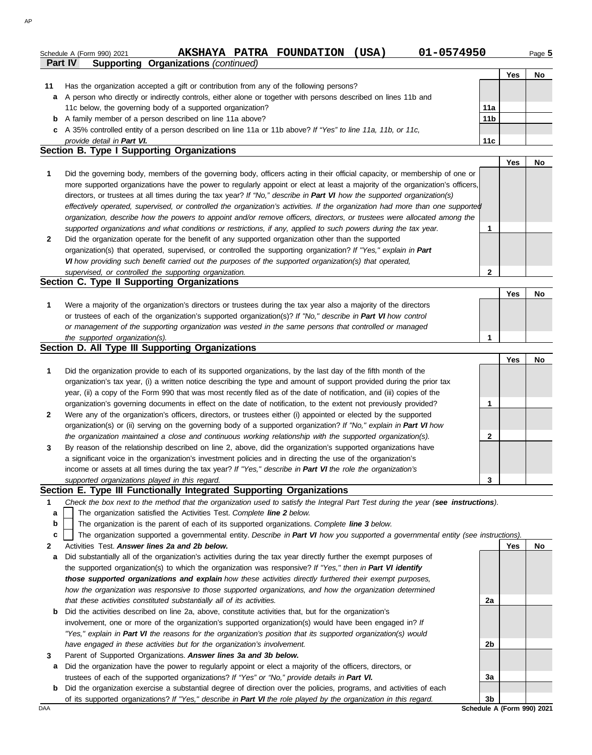Schedule A (Form 990) 2021 **AKSHAYA PATRA FOUNDATION (USA)** **01-0574950**

**Part IV** **Supporting Organizations** *(continued)*

| | | | Yes | No |
|---|---|---|---|---|
| **11** | Has the organization accepted a gift or contribution from any of the following persons? | | | |
| **a** | A person who directly or indirectly controls, either alone or together with persons described on lines 11b and 11c below, the governing body of a supported organization? | 11a | | |
| **b** | A family member of a person described on line 11a above? | 11b | | |
| **c** | A 35% controlled entity of a person described on line 11a or 11b above? *If "Yes" to line 11a, 11b, or 11c, provide detail in **Part VI.*** | 11c | | |

## Section B. Type I Supporting Organizations

| | | | Yes | No |
|---|---|---|---|---|
| **1** | Did the governing body, members of the governing body, officers acting in their official capacity, or membership of one or more supported organizations have the power to regularly appoint or elect at least a majority of the organization's officers, directors, or trustees at all times during the tax year? *If "No," describe in **Part VI** how the supported organization(s) effectively operated, supervised, or controlled the organization's activities. If the organization had more than one supported organization, describe how the powers to appoint and/or remove officers, directors, or trustees were allocated among the supported organizations and what conditions or restrictions, if any, applied to such powers during the tax year.* | 1 | | |
| **2** | Did the organization operate for the benefit of any supported organization other than the supported organization(s) that operated, supervised, or controlled the supporting organization? *If "Yes," explain in **Part VI** how providing such benefit carried out the purposes of the supported organization(s) that operated, supervised, or controlled the supporting organization.* | 2 | | |

## Section C. Type II Supporting Organizations

| | | | Yes | No |
|---|---|---|---|---|
| **1** | Were a majority of the organization's directors or trustees during the tax year also a majority of the directors or trustees of each of the organization's supported organization(s)? *If "No," describe in **Part VI** how control or management of the supporting organization was vested in the same persons that controlled or managed the supported organization(s).* | 1 | | |

## Section D. All Type III Supporting Organizations

| | | | Yes | No |
|---|---|---|---|---|
| **1** | Did the organization provide to each of its supported organizations, by the last day of the fifth month of the organization's tax year, (i) a written notice describing the type and amount of support provided during the prior tax year, (ii) a copy of the Form 990 that was most recently filed as of the date of notification, and (iii) copies of the organization's governing documents in effect on the date of notification, to the extent not previously provided? | 1 | | |
| **2** | Were any of the organization's officers, directors, or trustees either (i) appointed or elected by the supported organization(s) or (ii) serving on the governing body of a supported organization? *If "No," explain in **Part VI** how the organization maintained a close and continuous working relationship with the supported organization(s).* | 2 | | |
| **3** | By reason of the relationship described on line 2, above, did the organization's supported organizations have a significant voice in the organization's investment policies and in directing the use of the organization's income or assets at all times during the tax year? *If "Yes," describe in **Part VI** the role the organization's supported organizations played in this regard.* | 3 | | |

## Section E. Type III Functionally Integrated Supporting Organizations

**1** *Check the box next to the method that the organization used to satisfy the Integral Part Test during the year (**see instructions**).*

- **a** ☐ The organization satisfied the Activities Test. *Complete **line 2** below.*
- **b** ☐ The organization is the parent of each of its supported organizations. *Complete **line 3** below.*
- **c** ☐ The organization supported a governmental entity. *Describe in **Part VI** how you supported a governmental entity (see instructions).*

| | | | Yes | No |
|---|---|---|---|---|
| **2** | Activities Test. ***Answer lines 2a and 2b below.*** | | | |
| **a** | Did substantially all of the organization's activities during the tax year directly further the exempt purposes of the supported organization(s) to which the organization was responsive? *If "Yes," then in **Part VI identify those supported organizations and explain** how these activities directly furthered their exempt purposes, how the organization was responsive to those supported organizations, and how the organization determined that these activities constituted substantially all of its activities.* | 2a | | |
| **b** | Did the activities described on line 2a, above, constitute activities that, but for the organization's involvement, one or more of the organization's supported organization(s) would have been engaged in? *If "Yes," explain in **Part VI** the reasons for the organization's position that its supported organization(s) would have engaged in these activities but for the organization's involvement.* | 2b | | |
| **3** | Parent of Supported Organizations. ***Answer lines 3a and 3b below.*** | | | |
| **a** | Did the organization have the power to regularly appoint or elect a majority of the officers, directors, or trustees of each of the supported organizations? *If "Yes" or "No," provide details in **Part VI.*** | 3a | | |
| **b** | Did the organization exercise a substantial degree of direction over the policies, programs, and activities of each of its supported organizations? *If "Yes," describe in **Part VI** the role played by the organization in this regard.* | 3b | | |

**Schedule A (Form 990) 2021**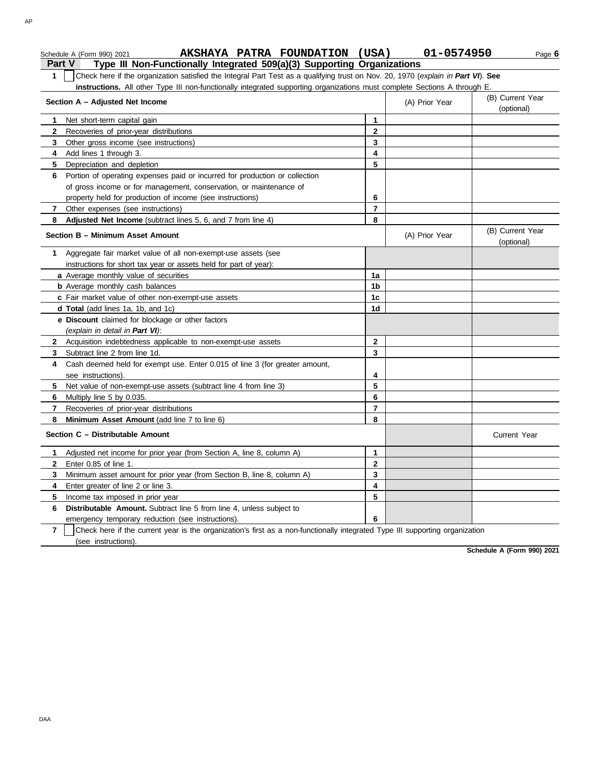Schedule A (Form 990) 2021 **AKSHAYA PATRA FOUNDATION (USA)** **01-0574950** Page **6**

## Part V Type III Non-Functionally Integrated 509(a)(3) Supporting Organizations

**1** ☐ Check here if the organization satisfied the Integral Part Test as a qualifying trust on Nov. 20, 1970 (*explain in **Part VI***). **See instructions.** All other Type III non-functionally integrated supporting organizations must complete Sections A through E.

| **Section A – Adjusted Net Income** | | (A) Prior Year | (B) Current Year (optional) |
|---|---|---|---|
| **1** Net short-term capital gain | 1 | | |
| **2** Recoveries of prior-year distributions | 2 | | |
| **3** Other gross income (see instructions) | 3 | | |
| **4** Add lines 1 through 3. | 4 | | |
| **5** Depreciation and depletion | 5 | | |
| **6** Portion of operating expenses paid or incurred for production or collection of gross income or for management, conservation, or maintenance of property held for production of income (see instructions) | 6 | | |
| **7** Other expenses (see instructions) | 7 | | |
| **8** **Adjusted Net Income** (subtract lines 5, 6, and 7 from line 4) | 8 | | |

| **Section B – Minimum Asset Amount** | | (A) Prior Year | (B) Current Year (optional) |
|---|---|---|---|
| **1** Aggregate fair market value of all non-exempt-use assets (see instructions for short tax year or assets held for part of year): | | | |
| **a** Average monthly value of securities | 1a | | |
| **b** Average monthly cash balances | 1b | | |
| **c** Fair market value of other non-exempt-use assets | 1c | | |
| **d** **Total** (add lines 1a, 1b, and 1c) | 1d | | |
| **e** **Discount** claimed for blockage or other factors (*explain in detail in **Part VI***): | | | |
| **2** Acquisition indebtedness applicable to non-exempt-use assets | 2 | | |
| **3** Subtract line 2 from line 1d. | 3 | | |
| **4** Cash deemed held for exempt use. Enter 0.015 of line 3 (for greater amount, see instructions). | 4 | | |
| **5** Net value of non-exempt-use assets (subtract line 4 from line 3) | 5 | | |
| **6** Multiply line 5 by 0.035. | 6 | | |
| **7** Recoveries of prior-year distributions | 7 | | |
| **8** **Minimum Asset Amount** (add line 7 to line 6) | 8 | | |

| **Section C – Distributable Amount** | | | Current Year |
|---|---|---|---|
| **1** Adjusted net income for prior year (from Section A, line 8, column A) | 1 | | |
| **2** Enter 0.85 of line 1. | 2 | | |
| **3** Minimum asset amount for prior year (from Section B, line 8, column A) | 3 | | |
| **4** Enter greater of line 2 or line 3. | 4 | | |
| **5** Income tax imposed in prior year | 5 | | |
| **6** **Distributable Amount.** Subtract line 5 from line 4, unless subject to emergency temporary reduction (see instructions). | 6 | | |

**7** ☐ Check here if the current year is the organization's first as a non-functionally integrated Type III supporting organization (see instructions).

**Schedule A (Form 990) 2021**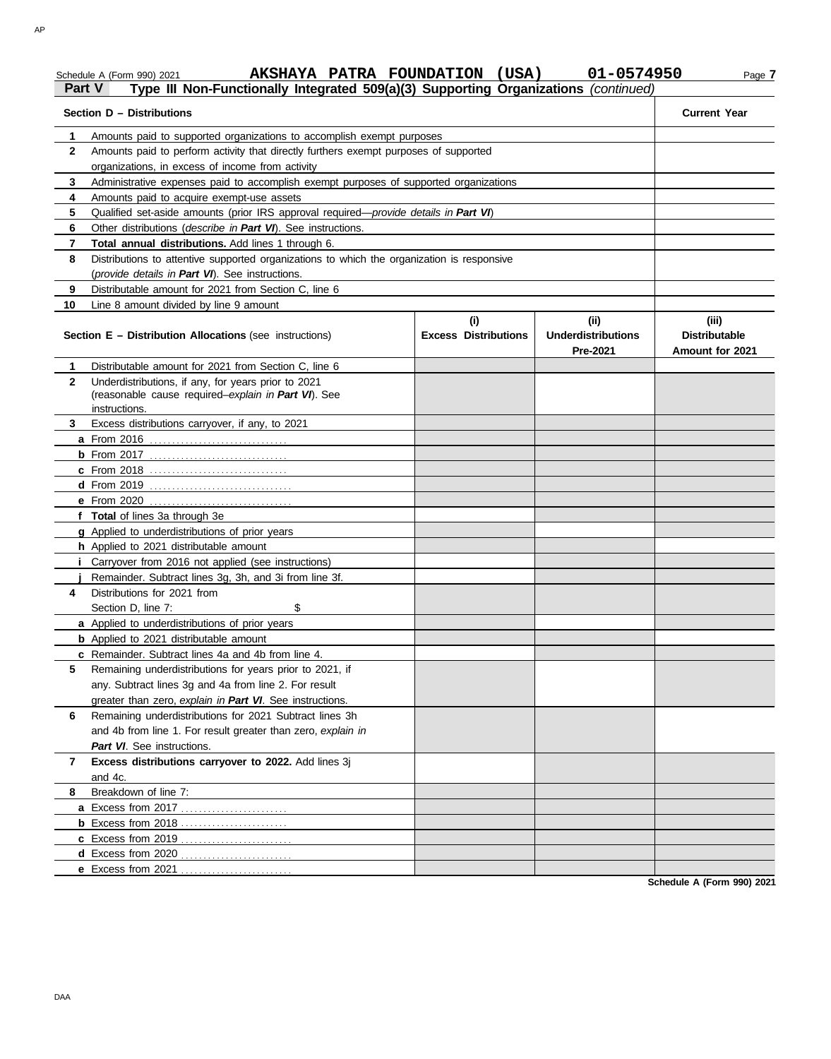Schedule A (Form 990) 2021 **AKSHAYA PATRA FOUNDATION (USA) 01-0574950**

## Part V Type III Non-Functionally Integrated 509(a)(3) Supporting Organizations *(continued)*

| Section D – Distributions | | Current Year |
|---|---|---|
| 1 | Amounts paid to supported organizations to accomplish exempt purposes | |
| 2 | Amounts paid to perform activity that directly furthers exempt purposes of supported organizations, in excess of income from activity | |
| 3 | Administrative expenses paid to accomplish exempt purposes of supported organizations | |
| 4 | Amounts paid to acquire exempt-use assets | |
| 5 | Qualified set-aside amounts (prior IRS approval required—*provide details in **Part VI***) | |
| 6 | Other distributions (*describe in **Part VI***). See instructions. | |
| 7 | **Total annual distributions.** Add lines 1 through 6. | |
| 8 | Distributions to attentive supported organizations to which the organization is responsive (*provide details in **Part VI***). See instructions. | |
| 9 | Distributable amount for 2021 from Section C, line 6 | |
| 10 | Line 8 amount divided by line 9 amount | |

| Section E – Distribution Allocations (see instructions) | (i) Excess Distributions | (ii) Underdistributions Pre-2021 | (iii) Distributable Amount for 2021 |
|---|---|---|---|
| **1** Distributable amount for 2021 from Section C, line 6 | | | |
| **2** Underdistributions, if any, for years prior to 2021 (reasonable cause required–*explain in **Part VI***). See instructions. | | | |
| **3** Excess distributions carryover, if any, to 2021 | | | |
| **a** From 2016 | | | |
| **b** From 2017 | | | |
| **c** From 2018 | | | |
| **d** From 2019 | | | |
| **e** From 2020 | | | |
| **f** **Total** of lines 3a through 3e | | | |
| **g** Applied to underdistributions of prior years | | | |
| **h** Applied to 2021 distributable amount | | | |
| **i** Carryover from 2016 not applied (see instructions) | | | |
| **j** Remainder. Subtract lines 3g, 3h, and 3i from line 3f. | | | |
| **4** Distributions for 2021 from Section D, line 7: $ | | | |
| **a** Applied to underdistributions of prior years | | | |
| **b** Applied to 2021 distributable amount | | | |
| **c** Remainder. Subtract lines 4a and 4b from line 4. | | | |
| **5** Remaining underdistributions for years prior to 2021, if any. Subtract lines 3g and 4a from line 2. For result greater than zero, *explain in **Part VI***. See instructions. | | | |
| **6** Remaining underdistributions for 2021 Subtract lines 3h and 4b from line 1. For result greater than zero, *explain in **Part VI***. See instructions. | | | |
| **7** **Excess distributions carryover to 2022.** Add lines 3j and 4c. | | | |
| **8** Breakdown of line 7: | | | |
| **a** Excess from 2017 | | | |
| **b** Excess from 2018 | | | |
| **c** Excess from 2019 | | | |
| **d** Excess from 2020 | | | |
| **e** Excess from 2021 | | | |

**Schedule A (Form 990) 2021**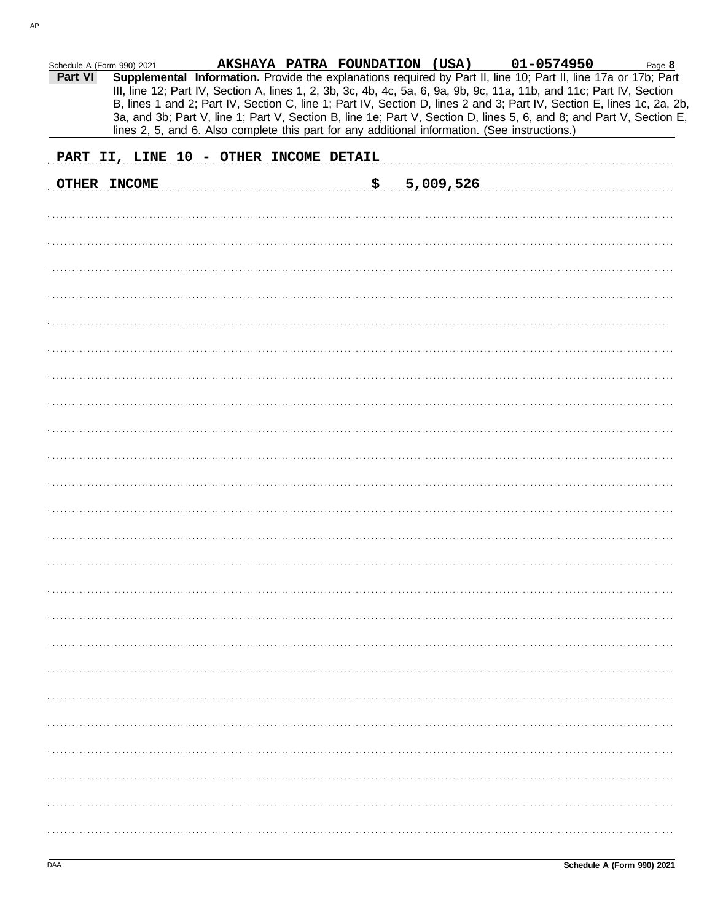Schedule A (Form 990) 2021 AKSHAYA PATRA FOUNDATION (USA) 01-0574950 Page 8

**Part VI** **Supplemental Information.** Provide the explanations required by Part II, line 10; Part II, line 17a or 17b; Part III, line 12; Part IV, Section A, lines 1, 2, 3b, 3c, 4b, 4c, 5a, 6, 9a, 9b, 9c, 11a, 11b, and 11c; Part IV, Section B, lines 1 and 2; Part IV, Section C, line 1; Part IV, Section D, lines 2 and 3; Part IV, Section E, lines 1c, 2a, 2b, 3a, and 3b; Part V, line 1; Part V, Section B, line 1e; Part V, Section D, lines 5, 6, and 8; and Part V, Section E, lines 2, 5, and 6. Also complete this part for any additional information. (See instructions.)

PART II, LINE 10 - OTHER INCOME DETAIL

OTHER INCOME $ 5,009,526

Schedule A (Form 990) 2021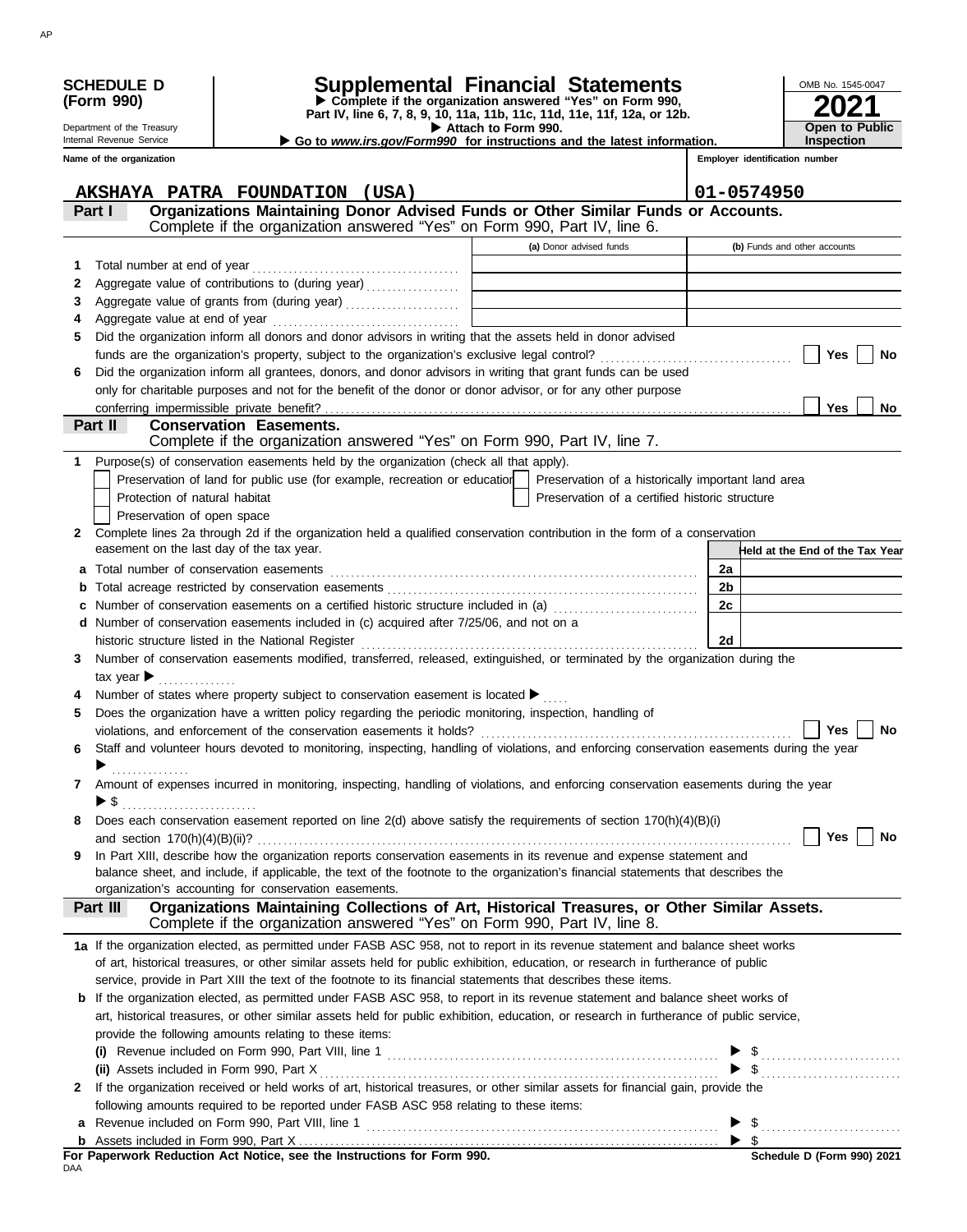**SCHEDULE D (Form 990)**

Department of the Treasury
Internal Revenue Service

# Supplemental Financial Statements

▶ Complete if the organization answered "Yes" on Form 990, Part IV, line 6, 7, 8, 9, 10, 11a, 11b, 11c, 11d, 11e, 11f, 12a, or 12b.
▶ Attach to Form 990.
▶ Go to *www.irs.gov/Form990* for instructions and the latest information.

OMB No. 1545-0047
**2021**
**Open to Public Inspection**

Name of the organization: **AKSHAYA PATRA FOUNDATION (USA)**
Employer identification number: **01-0574950**

## Part I Organizations Maintaining Donor Advised Funds or Other Similar Funds or Accounts.
Complete if the organization answered "Yes" on Form 990, Part IV, line 6.

| | | (a) Donor advised funds | (b) Funds and other accounts |
|---|---|---|---|
| 1 | Total number at end of year | | |
| 2 | Aggregate value of contributions to (during year) | | |
| 3 | Aggregate value of grants from (during year) | | |
| 4 | Aggregate value at end of year | | |

5 Did the organization inform all donors and donor advisors in writing that the assets held in donor advised funds are the organization's property, subject to the organization's exclusive legal control? ☐ Yes ☐ No

6 Did the organization inform all grantees, donors, and donor advisors in writing that grant funds can be used only for charitable purposes and not for the benefit of the donor or donor advisor, or for any other purpose conferring impermissible private benefit? ☐ Yes ☐ No

## Part II Conservation Easements.
Complete if the organization answered "Yes" on Form 990, Part IV, line 7.

1 Purpose(s) of conservation easements held by the organization (check all that apply).
- ☐ Preservation of land for public use (for example, recreation or education)
- ☐ Protection of natural habitat
- ☐ Preservation of open space
- ☐ Preservation of a historically important land area
- ☐ Preservation of a certified historic structure

2 Complete lines 2a through 2d if the organization held a qualified conservation contribution in the form of a conservation easement on the last day of the tax year.

| | | | Held at the End of the Tax Year |
|---|---|---|---|
| a | Total number of conservation easements | 2a | |
| b | Total acreage restricted by conservation easements | 2b | |
| c | Number of conservation easements on a certified historic structure included in (a) | 2c | |
| d | Number of conservation easements included in (c) acquired after 7/25/06, and not on a historic structure listed in the National Register | 2d | |

3 Number of conservation easements modified, transferred, released, extinguished, or terminated by the organization during the tax year ▶ ..............

4 Number of states where property subject to conservation easement is located ▶ ....

5 Does the organization have a written policy regarding the periodic monitoring, inspection, handling of violations, and enforcement of the conservation easements it holds? ☐ Yes ☐ No

6 Staff and volunteer hours devoted to monitoring, inspecting, handling of violations, and enforcing conservation easements during the year ▶ ..............

7 Amount of expenses incurred in monitoring, inspecting, handling of violations, and enforcing conservation easements during the year ▶ $ ..........................

8 Does each conservation easement reported on line 2(d) above satisfy the requirements of section 170(h)(4)(B)(i) and section 170(h)(4)(B)(ii)? ☐ Yes ☐ No

9 In Part XIII, describe how the organization reports conservation easements in its revenue and expense statement and balance sheet, and include, if applicable, the text of the footnote to the organization's financial statements that describes the organization's accounting for conservation easements.

## Part III Organizations Maintaining Collections of Art, Historical Treasures, or Other Similar Assets.
Complete if the organization answered "Yes" on Form 990, Part IV, line 8.

1a If the organization elected, as permitted under FASB ASC 958, not to report in its revenue statement and balance sheet works of art, historical treasures, or other similar assets held for public exhibition, education, or research in furtherance of public service, provide in Part XIII the text of the footnote to its financial statements that describes these items.

b If the organization elected, as permitted under FASB ASC 958, to report in its revenue statement and balance sheet works of art, historical treasures, or other similar assets held for public exhibition, education, or research in furtherance of public service, provide the following amounts relating to these items:

(i) Revenue included on Form 990, Part VIII, line 1 ▶ $ ..........................

(ii) Assets included in Form 990, Part X ▶ $ ..........................

2 If the organization received or held works of art, historical treasures, or other similar assets for financial gain, provide the following amounts required to be reported under FASB ASC 958 relating to these items:

a Revenue included on Form 990, Part VIII, line 1 ▶ $ ..........................

b Assets included in Form 990, Part X ▶ $

**For Paperwork Reduction Act Notice, see the Instructions for Form 990.** **Schedule D (Form 990) 2021**

DAA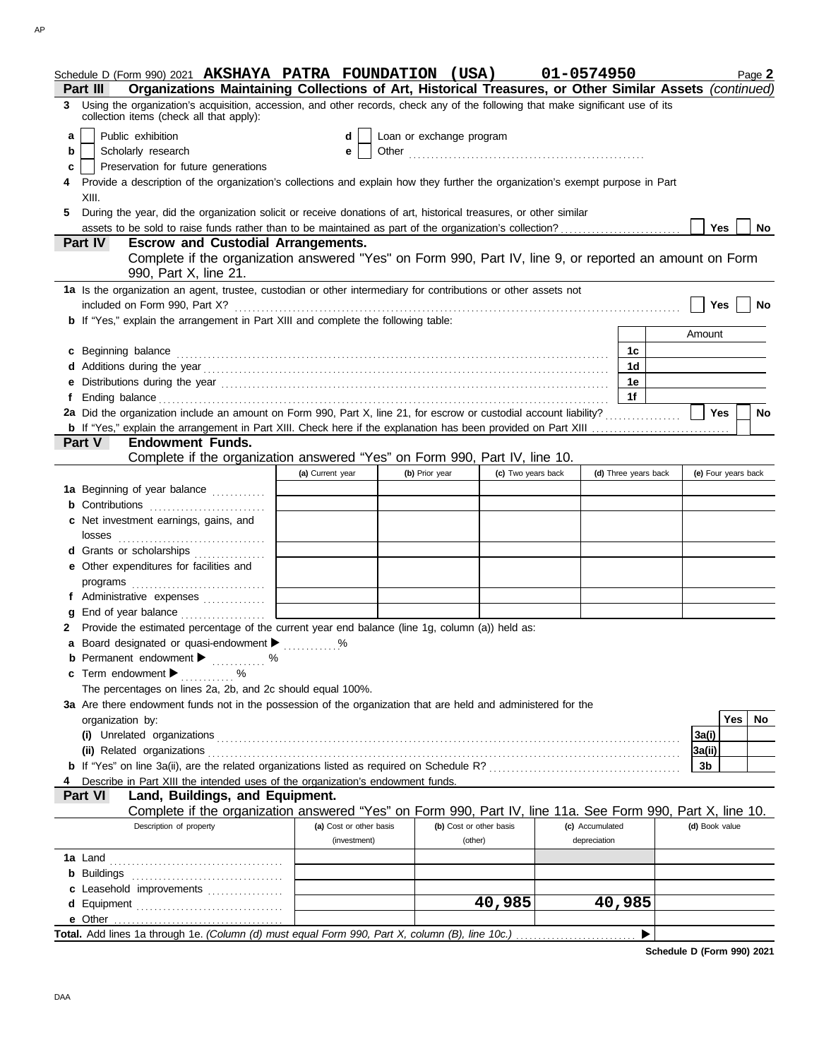Schedule D (Form 990) 2021 **AKSHAYA PATRA FOUNDATION (USA)** **01-0574950** Page **2**

**Part III Organizations Maintaining Collections of Art, Historical Treasures, or Other Similar Assets** *(continued)*

**3** Using the organization's acquisition, accession, and other records, check any of the following that make significant use of its collection items (check all that apply):

- **a** ☐ Public exhibition
- **b** ☐ Scholarly research
- **c** ☐ Preservation for future generations
- **d** ☐ Loan or exchange program
- **e** ☐ Other ..................

**4** Provide a description of the organization's collections and explain how they further the organization's exempt purpose in Part XIII.

**5** During the year, did the organization solicit or receive donations of art, historical treasures, or other similar assets to be sold to raise funds rather than to be maintained as part of the organization's collection? ☐ Yes ☐ No

**Part IV Escrow and Custodial Arrangements.**

Complete if the organization answered "Yes" on Form 990, Part IV, line 9, or reported an amount on Form 990, Part X, line 21.

**1a** Is the organization an agent, trustee, custodian or other intermediary for contributions or other assets not included on Form 990, Part X? ☐ Yes ☐ No

**b** If "Yes," explain the arrangement in Part XIII and complete the following table:

| | | Amount |
|---|---|---|
| **c** Beginning balance | 1c | |
| **d** Additions during the year | 1d | |
| **e** Distributions during the year | 1e | |
| **f** Ending balance | 1f | |

**2a** Did the organization include an amount on Form 990, Part X, line 21, for escrow or custodial account liability? ☐ Yes ☐ No

**b** If "Yes," explain the arrangement in Part XIII. Check here if the explanation has been provided on Part XIII ☐

**Part V Endowment Funds.**

Complete if the organization answered "Yes" on Form 990, Part IV, line 10.

| | (a) Current year | (b) Prior year | (c) Two years back | (d) Three years back | (e) Four years back |
|---|---|---|---|---|---|
| **1a** Beginning of year balance | | | | | |
| **b** Contributions | | | | | |
| **c** Net investment earnings, gains, and losses | | | | | |
| **d** Grants or scholarships | | | | | |
| **e** Other expenditures for facilities and programs | | | | | |
| **f** Administrative expenses | | | | | |
| **g** End of year balance | | | | | |

**2** Provide the estimated percentage of the current year end balance (line 1g, column (a)) held as:

- **a** Board designated or quasi-endowment ▶ ............%
- **b** Permanent endowment ▶ ............%
- **c** Term endowment ▶ ............%

The percentages on lines 2a, 2b, and 2c should equal 100%.

**3a** Are there endowment funds not in the possession of the organization that are held and administered for the organization by:

| | | Yes | No |
|---|---|---|---|
| **(i)** Unrelated organizations | 3a(i) | | |
| **(ii)** Related organizations | 3a(ii) | | |
| **b** If "Yes" on line 3a(ii), are the related organizations listed as required on Schedule R? | 3b | | |

**4** Describe in Part XIII the intended uses of the organization's endowment funds.

**Part VI Land, Buildings, and Equipment.**

Complete if the organization answered "Yes" on Form 990, Part IV, line 11a. See Form 990, Part X, line 10.

| Description of property | (a) Cost or other basis (investment) | (b) Cost or other basis (other) | (c) Accumulated depreciation | (d) Book value |
|---|---|---|---|---|
| **1a** Land | | | | |
| **b** Buildings | | | | |
| **c** Leasehold improvements | | | | |
| **d** Equipment | | 40,985 | 40,985 | |
| **e** Other | | | | |

**Total.** Add lines 1a through 1e. *(Column (d) must equal Form 990, Part X, column (B), line 10c.)* ▶

**Schedule D (Form 990) 2021**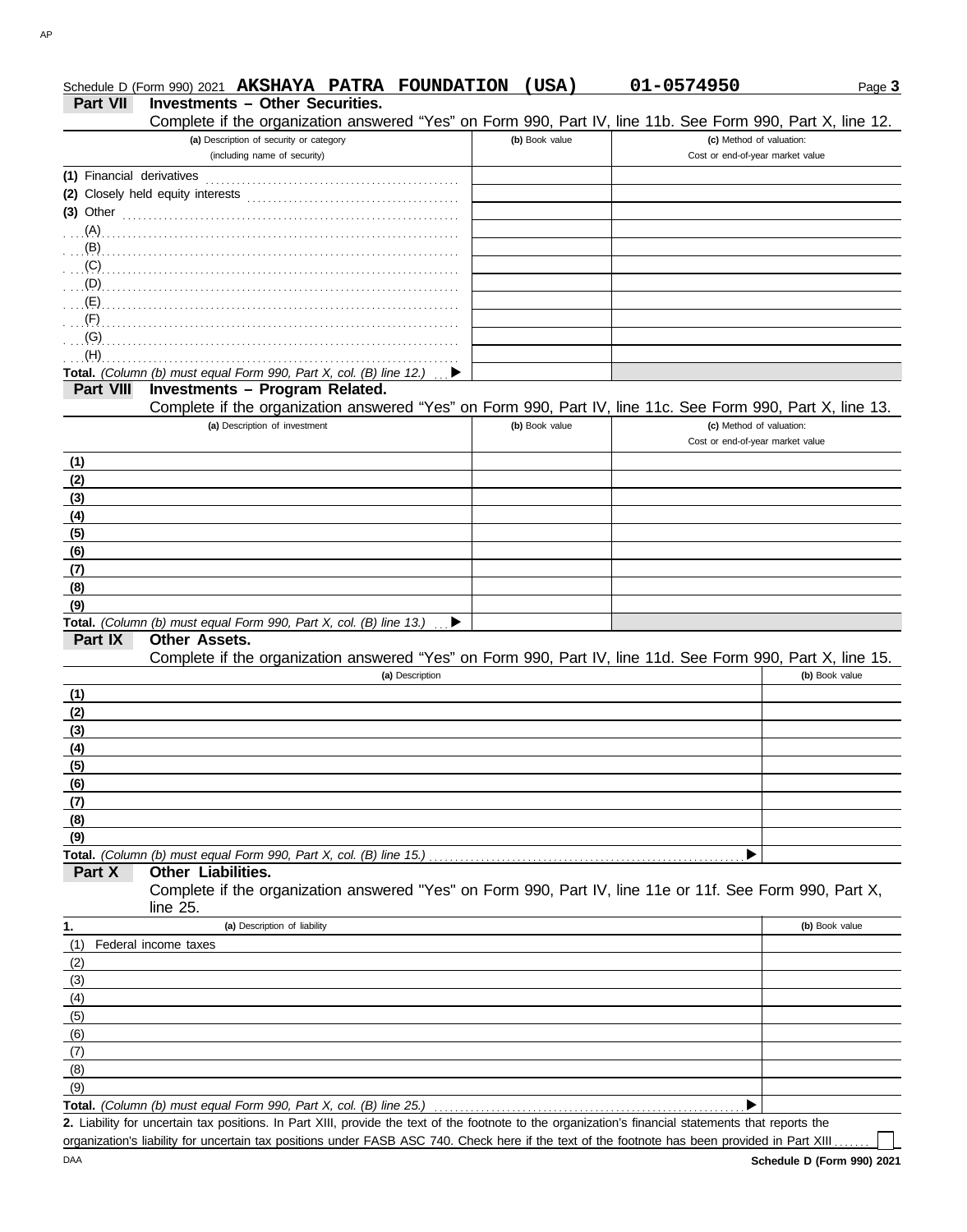Schedule D (Form 990) 2021 **AKSHAYA PATRA FOUNDATION (USA)** **01-0574950**

## Part VII Investments – Other Securities.

Complete if the organization answered "Yes" on Form 990, Part IV, line 11b. See Form 990, Part X, line 12.

| (a) Description of security or category (including name of security) | (b) Book value | (c) Method of valuation: Cost or end-of-year market value |
|---|---|---|
| (1) Financial derivatives | | |
| (2) Closely held equity interests | | |
| (3) Other | | |
| (A) | | |
| (B) | | |
| (C) | | |
| (D) | | |
| (E) | | |
| (F) | | |
| (G) | | |
| (H) | | |
| **Total.** *(Column (b) must equal Form 990, Part X, col. (B) line 12.)* ▶ | | |

## Part VIII Investments – Program Related.

Complete if the organization answered "Yes" on Form 990, Part IV, line 11c. See Form 990, Part X, line 13.

| (a) Description of investment | (b) Book value | (c) Method of valuation: Cost or end-of-year market value |
|---|---|---|
| (1) | | |
| (2) | | |
| (3) | | |
| (4) | | |
| (5) | | |
| (6) | | |
| (7) | | |
| (8) | | |
| (9) | | |
| **Total.** *(Column (b) must equal Form 990, Part X, col. (B) line 13.)* ▶ | | |

## Part IX Other Assets.

Complete if the organization answered "Yes" on Form 990, Part IV, line 11d. See Form 990, Part X, line 15.

| (a) Description | (b) Book value |
|---|---|
| (1) | |
| (2) | |
| (3) | |
| (4) | |
| (5) | |
| (6) | |
| (7) | |
| (8) | |
| (9) | |
| **Total.** *(Column (b) must equal Form 990, Part X, col. (B) line 15.)* ▶ | |

## Part X Other Liabilities.

Complete if the organization answered "Yes" on Form 990, Part IV, line 11e or 11f. See Form 990, Part X, line 25.

| 1. (a) Description of liability | (b) Book value |
|---|---|
| (1) Federal income taxes | |
| (2) | |
| (3) | |
| (4) | |
| (5) | |
| (6) | |
| (7) | |
| (8) | |
| (9) | |
| **Total.** *(Column (b) must equal Form 990, Part X, col. (B) line 25.)* ▶ | |

**2.** Liability for uncertain tax positions. In Part XIII, provide the text of the footnote to the organization's financial statements that reports the organization's liability for uncertain tax positions under FASB ASC 740. Check here if the text of the footnote has been provided in Part XIII ☐

DAA **Schedule D (Form 990) 2021**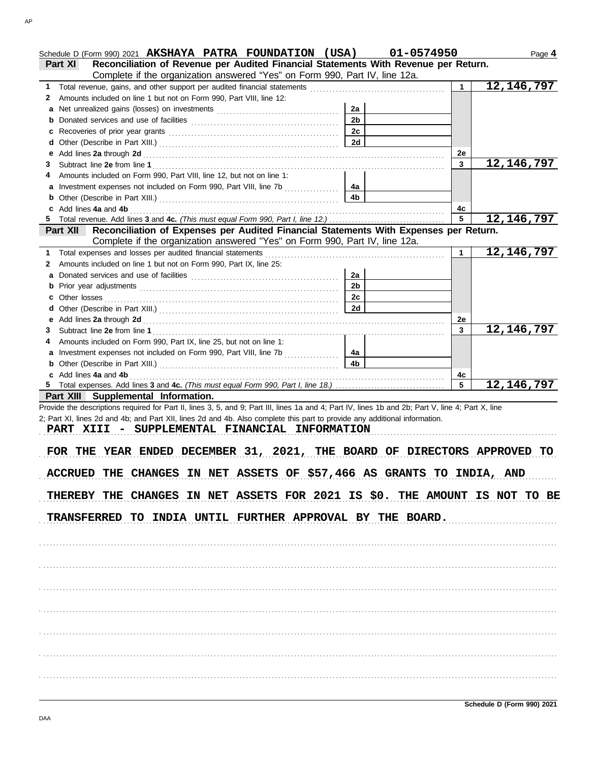Schedule D (Form 990) 2021 **AKSHAYA PATRA FOUNDATION (USA)** **01-0574950** Page **4**

## Part XI Reconciliation of Revenue per Audited Financial Statements With Revenue per Return.

Complete if the organization answered "Yes" on Form 990, Part IV, line 12a.

| | | | | | |
|---|---|---|---|---|---|
| **1** | Total revenue, gains, and other support per audited financial statements | | | 1 | 12,146,797 |
| **2** | Amounts included on line 1 but not on Form 990, Part VIII, line 12: | | | | |
| **a** | Net unrealized gains (losses) on investments | 2a | | | |
| **b** | Donated services and use of facilities | 2b | | | |
| **c** | Recoveries of prior year grants | 2c | | | |
| **d** | Other (Describe in Part XIII.) | 2d | | | |
| **e** | Add lines **2a** through **2d** | | | 2e | |
| **3** | Subtract line **2e** from line **1** | | | 3 | 12,146,797 |
| **4** | Amounts included on Form 990, Part VIII, line 12, but not on line 1: | | | | |
| **a** | Investment expenses not included on Form 990, Part VIII, line 7b | 4a | | | |
| **b** | Other (Describe in Part XIII.) | 4b | | | |
| **c** | Add lines **4a** and **4b** | | | 4c | |
| **5** | Total revenue. Add lines **3** and **4c.** *(This must equal Form 990, Part I, line 12.)* | | | 5 | 12,146,797 |

## Part XII Reconciliation of Expenses per Audited Financial Statements With Expenses per Return.

Complete if the organization answered "Yes" on Form 990, Part IV, line 12a.

| | | | | | |
|---|---|---|---|---|---|
| **1** | Total expenses and losses per audited financial statements | | | 1 | 12,146,797 |
| **2** | Amounts included on line 1 but not on Form 990, Part IX, line 25: | | | | |
| **a** | Donated services and use of facilities | 2a | | | |
| **b** | Prior year adjustments | 2b | | | |
| **c** | Other losses | 2c | | | |
| **d** | Other (Describe in Part XIII.) | 2d | | | |
| **e** | Add lines **2a** through **2d** | | | 2e | |
| **3** | Subtract line **2e** from line **1** | | | 3 | 12,146,797 |
| **4** | Amounts included on Form 990, Part IX, line 25, but not on line 1: | | | | |
| **a** | Investment expenses not included on Form 990, Part VIII, line 7b | 4a | | | |
| **b** | Other (Describe in Part XIII.) | 4b | | | |
| **c** | Add lines **4a** and **4b** | | | 4c | |
| **5** | Total expenses. Add lines **3** and **4c.** *(This must equal Form 990, Part I, line 18.)* | | | 5 | 12,146,797 |

## Part XIII Supplemental Information.

Provide the descriptions required for Part II, lines 3, 5, and 9; Part III, lines 1a and 4; Part IV, lines 1b and 2b; Part V, line 4; Part X, line 2; Part XI, lines 2d and 4b; and Part XII, lines 2d and 4b. Also complete this part to provide any additional information.

PART XIII - SUPPLEMENTAL FINANCIAL INFORMATION

FOR THE YEAR ENDED DECEMBER 31, 2021, THE BOARD OF DIRECTORS APPROVED TO ACCRUED THE CHANGES IN NET ASSETS OF $57,466 AS GRANTS TO INDIA, AND THEREBY THE CHANGES IN NET ASSETS FOR 2021 IS $0. THE AMOUNT IS NOT TO BE TRANSFERRED TO INDIA UNTIL FURTHER APPROVAL BY THE BOARD.

**Schedule D (Form 990) 2021**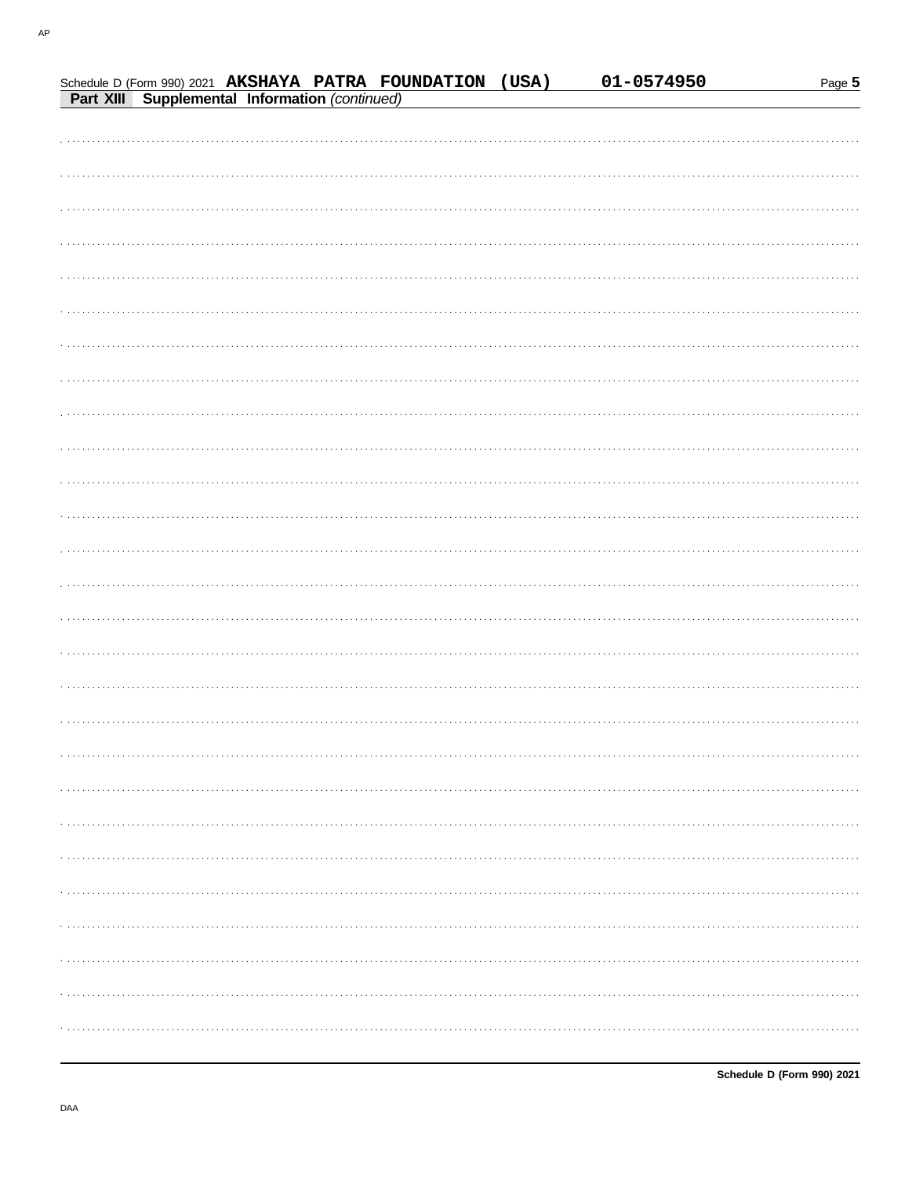Schedule D (Form 990) 2021 **AKSHAYA PATRA FOUNDATION (USA)** **01-0574950**

**Part XIII** **Supplemental Information** *(continued)*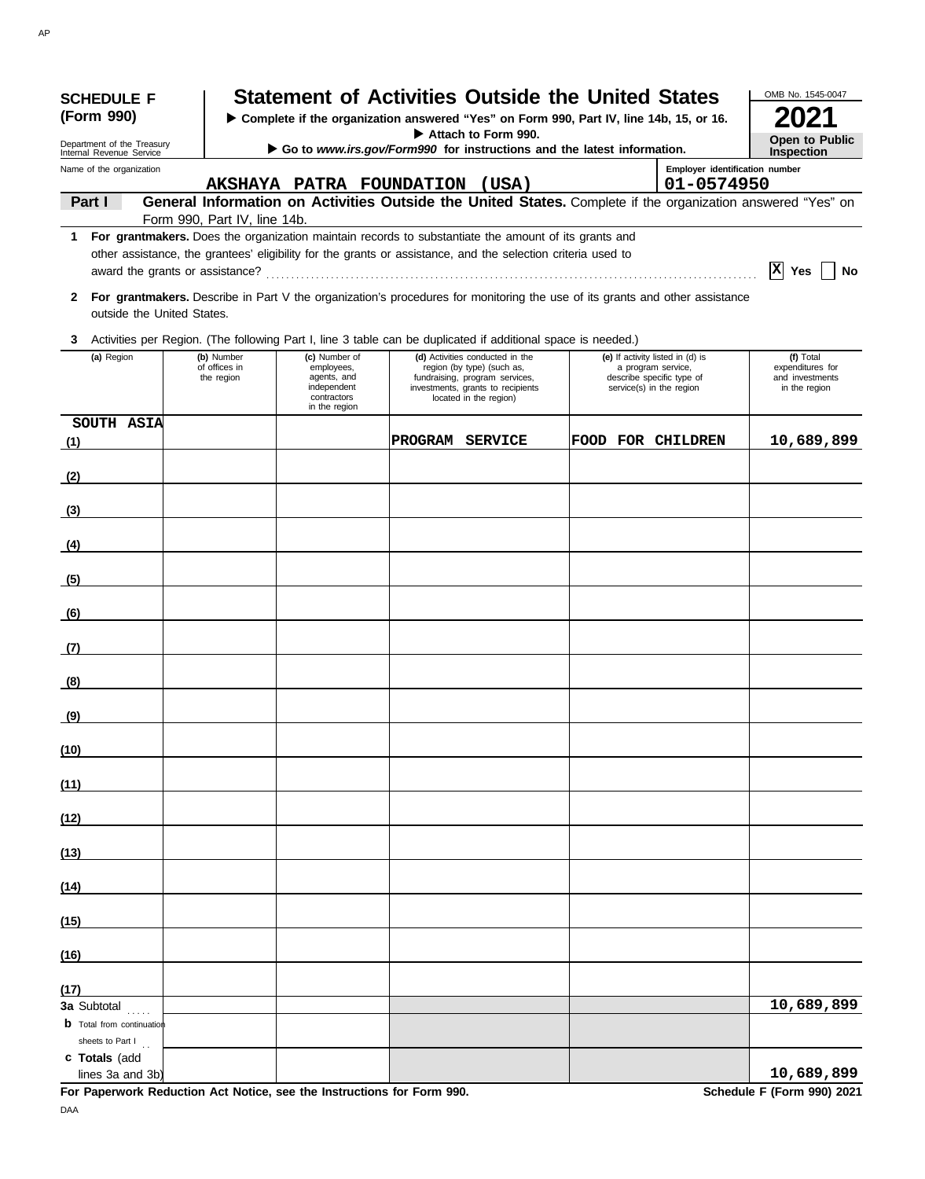**SCHEDULE F (Form 990)**

Department of the Treasury
Internal Revenue Service

# Statement of Activities Outside the United States

▶ Complete if the organization answered "Yes" on Form 990, Part IV, line 14b, 15, or 16.
▶ Attach to Form 990.
▶ Go to *www.irs.gov/Form990* for instructions and the latest information.

OMB No. 1545-0047
**2021**
**Open to Public Inspection**

Name of the organization: **AKSHAYA PATRA FOUNDATION (USA)**
Employer identification number: **01-0574950**

**Part I — General Information on Activities Outside the United States.** Complete if the organization answered "Yes" on Form 990, Part IV, line 14b.

**1 For grantmakers.** Does the organization maintain records to substantiate the amount of its grants and other assistance, the grantees' eligibility for the grants or assistance, and the selection criteria used to award the grants or assistance? . . . . . . **[X] Yes [ ] No**

**2 For grantmakers.** Describe in Part V the organization's procedures for monitoring the use of its grants and other assistance outside the United States.

**3** Activities per Region. (The following Part I, line 3 table can be duplicated if additional space is needed.)

| (a) Region | (b) Number of offices in the region | (c) Number of employees, agents, and independent contractors in the region | (d) Activities conducted in the region (by type) (such as, fundraising, program services, investments, grants to recipients located in the region) | (e) If activity listed in (d) is a program service, describe specific type of service(s) in the region | (f) Total expenditures for and investments in the region |
|---|---|---|---|---|---|
| (1) SOUTH ASIA | | | PROGRAM SERVICE | FOOD FOR CHILDREN | 10,689,899 |
| (2) | | | | | |
| (3) | | | | | |
| (4) | | | | | |
| (5) | | | | | |
| (6) | | | | | |
| (7) | | | | | |
| (8) | | | | | |
| (9) | | | | | |
| (10) | | | | | |
| (11) | | | | | |
| (12) | | | | | |
| (13) | | | | | |
| (14) | | | | | |
| (15) | | | | | |
| (16) | | | | | |
| (17) | | | | | |
| **3a** Subtotal | | | | | 10,689,899 |
| **b** Total from continuation sheets to Part I | | | | | |
| **c Totals** (add lines 3a and 3b) | | | | | 10,689,899 |

**For Paperwork Reduction Act Notice, see the Instructions for Form 990.**

Schedule F (Form 990) 2021

DAA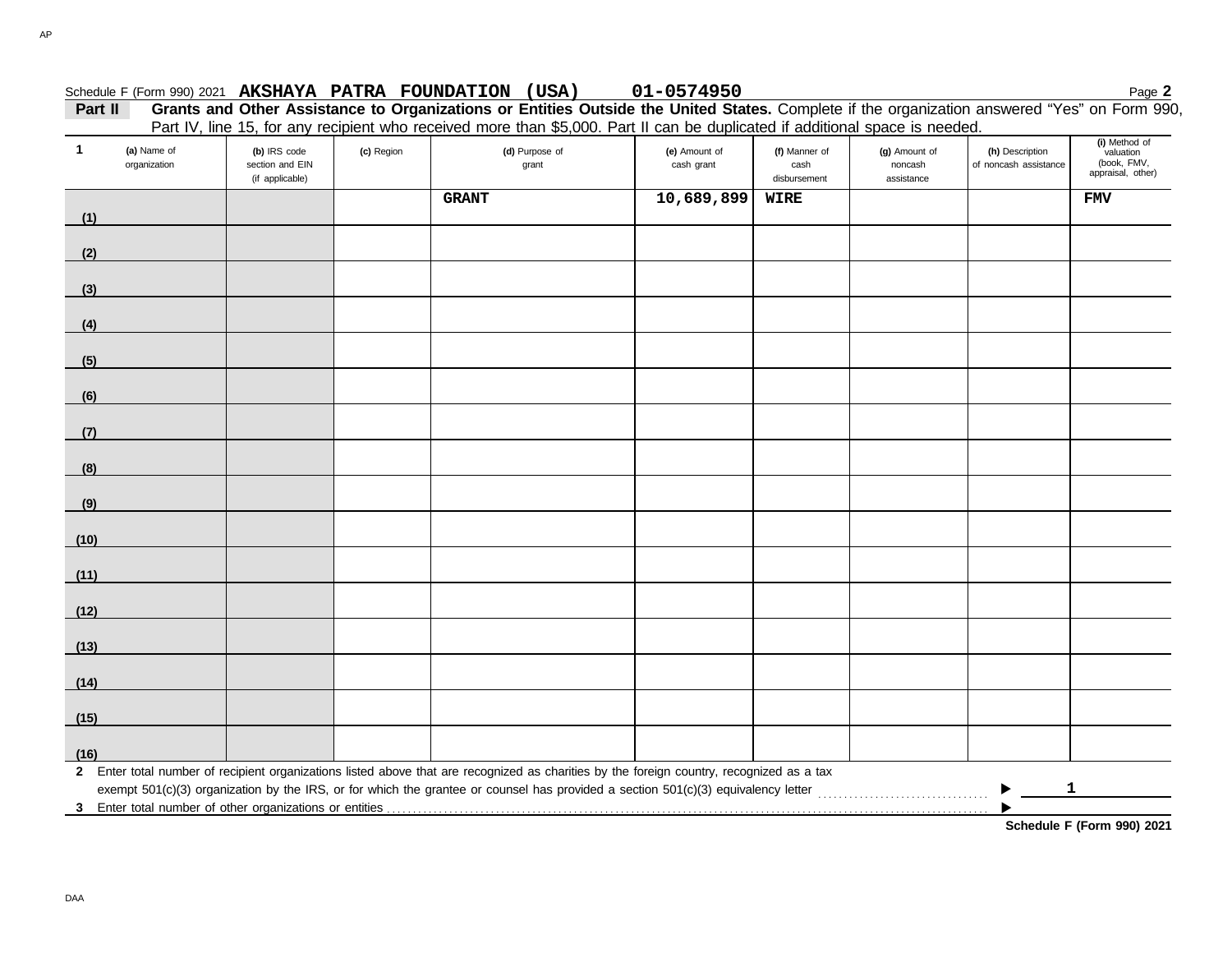Schedule F (Form 990) 2021 **AKSHAYA PATRA FOUNDATION (USA)** **01-0574950** Page **2**

**Part II** **Grants and Other Assistance to Organizations or Entities Outside the United States.** Complete if the organization answered "Yes" on Form 990, Part IV, line 15, for any recipient who received more than $5,000. Part II can be duplicated if additional space is needed.

| 1 (a) Name of organization | (b) IRS code section and EIN (if applicable) | (c) Region | (d) Purpose of grant | (e) Amount of cash grant | (f) Manner of cash disbursement | (g) Amount of noncash assistance | (h) Description of noncash assistance | (i) Method of valuation (book, FMV, appraisal, other) |
|---|---|---|---|---|---|---|---|---|
| (1) | | | GRANT | 10,689,899 | WIRE | | | FMV |
| (2) | | | | | | | | |
| (3) | | | | | | | | |
| (4) | | | | | | | | |
| (5) | | | | | | | | |
| (6) | | | | | | | | |
| (7) | | | | | | | | |
| (8) | | | | | | | | |
| (9) | | | | | | | | |
| (10) | | | | | | | | |
| (11) | | | | | | | | |
| (12) | | | | | | | | |
| (13) | | | | | | | | |
| (14) | | | | | | | | |
| (15) | | | | | | | | |
| (16) | | | | | | | | |

**2** Enter total number of recipient organizations listed above that are recognized as charities by the foreign country, recognized as a tax exempt 501(c)(3) organization by the IRS, or for which the grantee or counsel has provided a section 501(c)(3) equivalency letter ▶ **1**

**3** Enter total number of other organizations or entities ▶

**Schedule F (Form 990) 2021**

DAA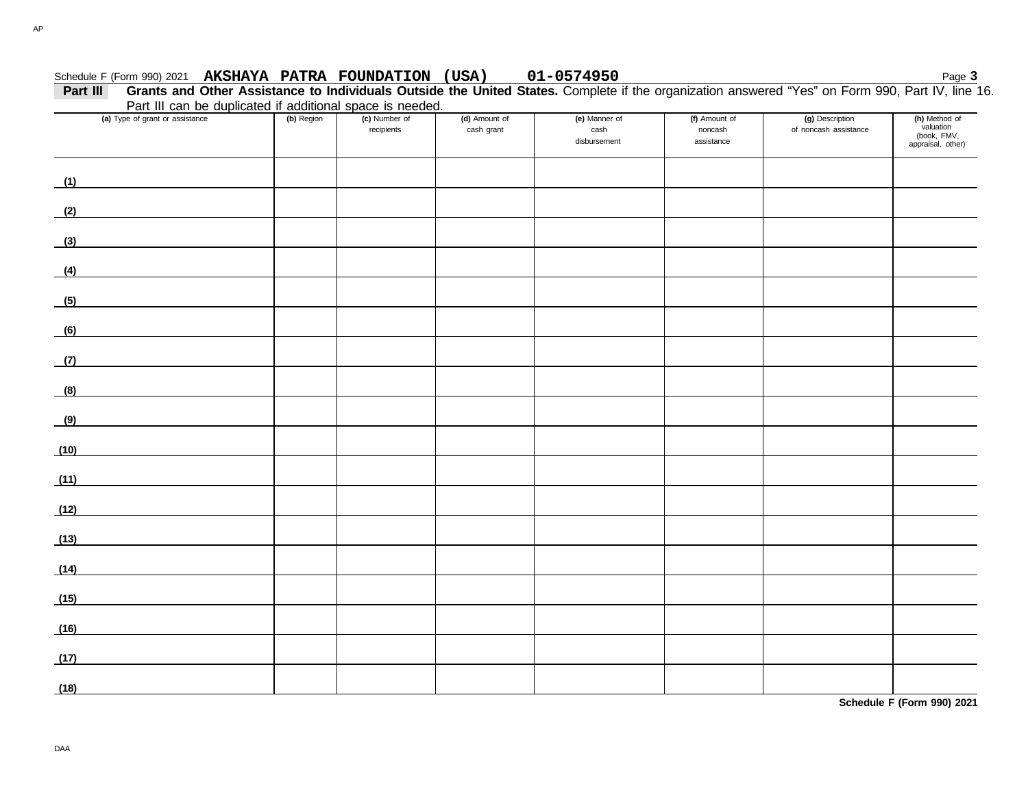Schedule F (Form 990) 2021 **AKSHAYA PATRA FOUNDATION (USA) 01-0574950**

**Part III** **Grants and Other Assistance to Individuals Outside the United States.** Complete if the organization answered "Yes" on Form 990, Part IV, line 16. Part III can be duplicated if additional space is needed.

| (a) Type of grant or assistance | (b) Region | (c) Number of recipients | (d) Amount of cash grant | (e) Manner of cash disbursement | (f) Amount of noncash assistance | (g) Description of noncash assistance | (h) Method of valuation (book, FMV, appraisal, other) |
|---|---|---|---|---|---|---|---|
| (1) | | | | | | | |
| (2) | | | | | | | |
| (3) | | | | | | | |
| (4) | | | | | | | |
| (5) | | | | | | | |
| (6) | | | | | | | |
| (7) | | | | | | | |
| (8) | | | | | | | |
| (9) | | | | | | | |
| (10) | | | | | | | |
| (11) | | | | | | | |
| (12) | | | | | | | |
| (13) | | | | | | | |
| (14) | | | | | | | |
| (15) | | | | | | | |
| (16) | | | | | | | |
| (17) | | | | | | | |
| (18) | | | | | | | |

**Schedule F (Form 990) 2021**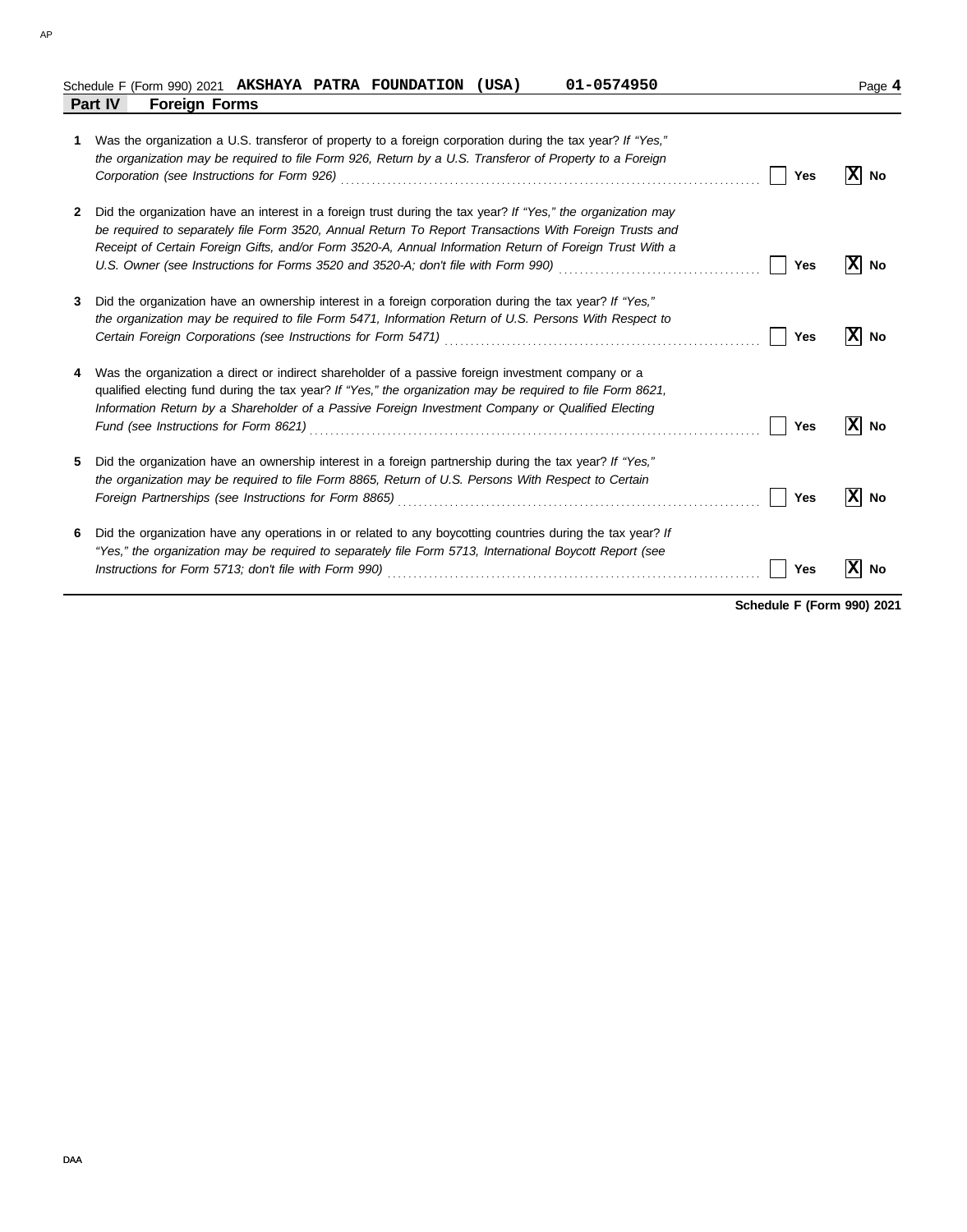Schedule F (Form 990) 2021 **AKSHAYA PATRA FOUNDATION (USA)** **01-0574950**

## Part IV Foreign Forms

**1** Was the organization a U.S. transferor of property to a foreign corporation during the tax year? *If "Yes," the organization may be required to file Form 926, Return by a U.S. Transferor of Property to a Foreign Corporation (see Instructions for Form 926)* ..... [ ] **Yes** [X] **No**

**2** Did the organization have an interest in a foreign trust during the tax year? *If "Yes," the organization may be required to separately file Form 3520, Annual Return To Report Transactions With Foreign Trusts and Receipt of Certain Foreign Gifts, and/or Form 3520-A, Annual Information Return of Foreign Trust With a U.S. Owner (see Instructions for Forms 3520 and 3520-A; don't file with Form 990)* ..... [ ] **Yes** [X] **No**

**3** Did the organization have an ownership interest in a foreign corporation during the tax year? *If "Yes," the organization may be required to file Form 5471, Information Return of U.S. Persons With Respect to Certain Foreign Corporations (see Instructions for Form 5471)* ..... [ ] **Yes** [X] **No**

**4** Was the organization a direct or indirect shareholder of a passive foreign investment company or a qualified electing fund during the tax year? *If "Yes," the organization may be required to file Form 8621, Information Return by a Shareholder of a Passive Foreign Investment Company or Qualified Electing Fund (see Instructions for Form 8621)* ..... [ ] **Yes** [X] **No**

**5** Did the organization have an ownership interest in a foreign partnership during the tax year? *If "Yes," the organization may be required to file Form 8865, Return of U.S. Persons With Respect to Certain Foreign Partnerships (see Instructions for Form 8865)* ..... [ ] **Yes** [X] **No**

**6** Did the organization have any operations in or related to any boycotting countries during the tax year? *If "Yes," the organization may be required to separately file Form 5713, International Boycott Report (see Instructions for Form 5713; don't file with Form 990)* ..... [ ] **Yes** [X] **No**

**Schedule F (Form 990) 2021**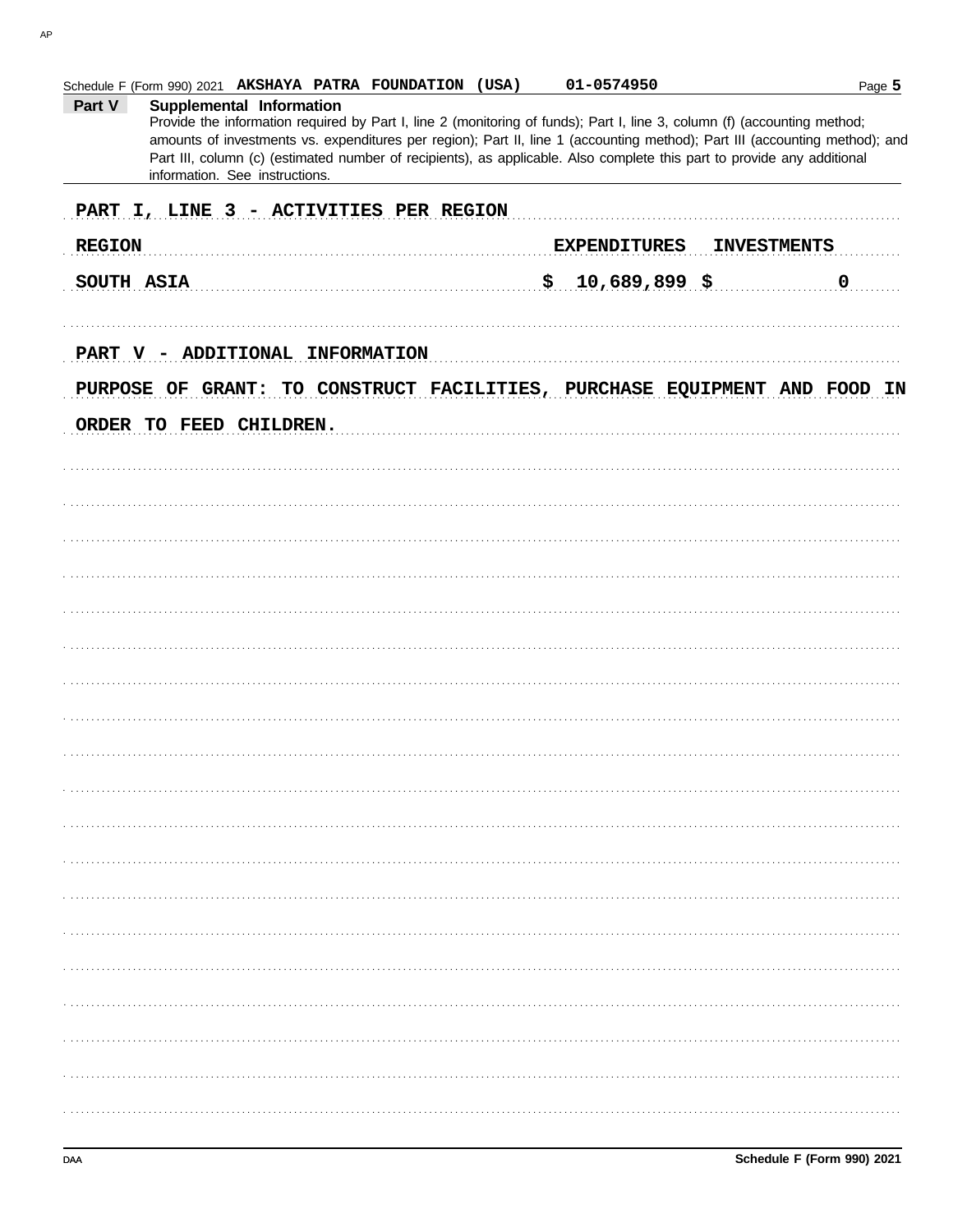Schedule F (Form 990) 2021 **AKSHAYA PATRA FOUNDATION (USA)** **01-0574950**

## Part V Supplemental Information

Provide the information required by Part I, line 2 (monitoring of funds); Part I, line 3, column (f) (accounting method; amounts of investments vs. expenditures per region); Part II, line 1 (accounting method); Part III (accounting method); and Part III, column (c) (estimated number of recipients), as applicable. Also complete this part to provide any additional information. See instructions.

**PART I, LINE 3 - ACTIVITIES PER REGION**

| REGION | EXPENDITURES | INVESTMENTS |
|---|---|---|
| SOUTH ASIA | $ 10,689,899 | $ 0 |

**PART V - ADDITIONAL INFORMATION**

PURPOSE OF GRANT: TO CONSTRUCT FACILITIES, PURCHASE EQUIPMENT AND FOOD IN ORDER TO FEED CHILDREN.

Schedule F (Form 990) 2021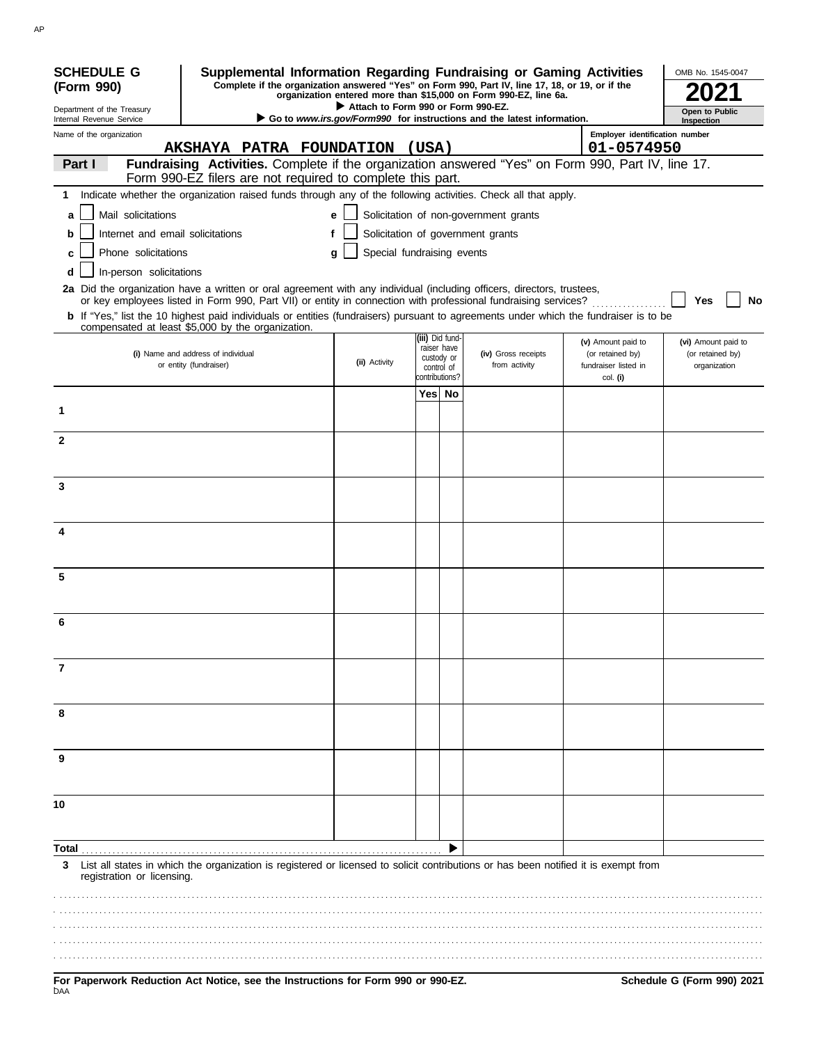**SCHEDULE G (Form 990)**

Department of the Treasury
Internal Revenue Service

# Supplemental Information Regarding Fundraising or Gaming Activities

**Complete if the organization answered "Yes" on Form 990, Part IV, line 17, 18, or 19, or if the organization entered more than $15,000 on Form 990-EZ, line 6a.**

▶ **Attach to Form 990 or Form 990-EZ.**

▶ **Go to *www.irs.gov/Form990* for instructions and the latest information.**

OMB No. 1545-0047

**2021**

**Open to Public Inspection**

Name of the organization: **AKSHAYA PATRA FOUNDATION (USA)**

Employer identification number: **01-0574950**

**Part I** **Fundraising Activities.** Complete if the organization answered "Yes" on Form 990, Part IV, line 17. Form 990-EZ filers are not required to complete this part.

**1** Indicate whether the organization raised funds through any of the following activities. Check all that apply.

- **a** ☐ Mail solicitations
- **b** ☐ Internet and email solicitations
- **c** ☐ Phone solicitations
- **d** ☐ In-person solicitations
- **e** ☐ Solicitation of non-government grants
- **f** ☐ Solicitation of government grants
- **g** ☐ Special fundraising events

**2a** Did the organization have a written or oral agreement with any individual (including officers, directors, trustees, or key employees listed in Form 990, Part VII) or entity in connection with professional fundraising services? ☐ **Yes** ☐ **No**

**b** If "Yes," list the 10 highest paid individuals or entities (fundraisers) pursuant to agreements under which the fundraiser is to be compensated at least $5,000 by the organization.

| (i) Name and address of individual or entity (fundraiser) | (ii) Activity | (iii) Did fund-raiser have custody or control of contributions? Yes | No | (iv) Gross receipts from activity | (v) Amount paid to (or retained by) fundraiser listed in col. (i) | (vi) Amount paid to (or retained by) organization |
|---|---|---|---|---|---|---|
| 1 | | | | | | |
| 2 | | | | | | |
| 3 | | | | | | |
| 4 | | | | | | |
| 5 | | | | | | |
| 6 | | | | | | |
| 7 | | | | | | |
| 8 | | | | | | |
| 9 | | | | | | |
| 10 | | | | | | |
| **Total** ▶ | | | | | | |

**3** List all states in which the organization is registered or licensed to solicit contributions or has been notified it is exempt from registration or licensing.

**For Paperwork Reduction Act Notice, see the Instructions for Form 990 or 990-EZ.** **Schedule G (Form 990) 2021**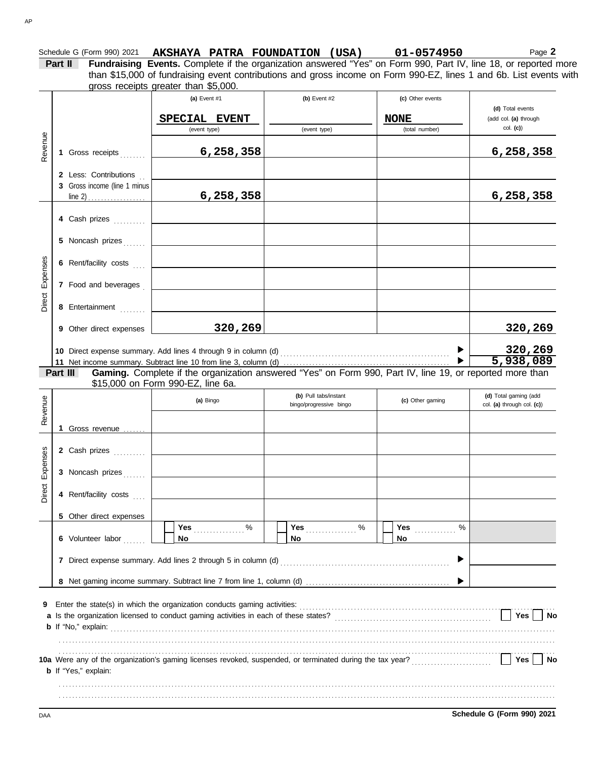Schedule G (Form 990) 2021 **AKSHAYA PATRA FOUNDATION (USA)** **01-0574950** Page **2**

**Part II** **Fundraising Events.** Complete if the organization answered "Yes" on Form 990, Part IV, line 18, or reported more than $15,000 of fundraising event contributions and gross income on Form 990-EZ, lines 1 and 6b. List events with gross receipts greater than $5,000.

| | | (a) Event #1 | (b) Event #2 | (c) Other events | (d) Total events (add col. (a) through col. (c)) |
|---|---|---|---|---|---|
| | | SPECIAL EVENT (event type) | (event type) | NONE (total number) | |
| Revenue | 1 Gross receipts | 6,258,358 | | | 6,258,358 |
| | 2 Less: Contributions | | | | |
| | 3 Gross income (line 1 minus line 2) | 6,258,358 | | | 6,258,358 |
| Direct Expenses | 4 Cash prizes | | | | |
| | 5 Noncash prizes | | | | |
| | 6 Rent/facility costs | | | | |
| | 7 Food and beverages | | | | |
| | 8 Entertainment | | | | |
| | 9 Other direct expenses | 320,269 | | | 320,269 |
| | 10 Direct expense summary. Add lines 4 through 9 in column (d) | | | ▶ | 320,269 |
| | 11 Net income summary. Subtract line 10 from line 3, column (d) | | | ▶ | 5,938,089 |

**Part III** **Gaming.** Complete if the organization answered "Yes" on Form 990, Part IV, line 19, or reported more than $15,000 on Form 990-EZ, line 6a.

| | | (a) Bingo | (b) Pull tabs/instant bingo/progressive bingo | (c) Other gaming | (d) Total gaming (add col. (a) through col. (c)) |
|---|---|---|---|---|---|
| Revenue | 1 Gross revenue | | | | |
| Direct Expenses | 2 Cash prizes | | | | |
| | 3 Noncash prizes | | | | |
| | 4 Rent/facility costs | | | | |
| | 5 Other direct expenses | | | | |
| | 6 Volunteer labor | ☐ Yes ..... % ☐ No | ☐ Yes ..... % ☐ No | ☐ Yes ..... % ☐ No | |
| | 7 Direct expense summary. Add lines 2 through 5 in column (d) | | | ▶ | |
| | 8 Net gaming income summary. Subtract line 7 from line 1, column (d) | | | ▶ | |

**9** Enter the state(s) in which the organization conducts gaming activities: ...........................

**a** Is the organization licensed to conduct gaming activities in each of these states? ☐ Yes ☐ No

**b** If "No," explain: ...........................

**10a** Were any of the organization's gaming licenses revoked, suspended, or terminated during the tax year? ☐ Yes ☐ No

**b** If "Yes," explain: ...........................

Schedule G (Form 990) 2021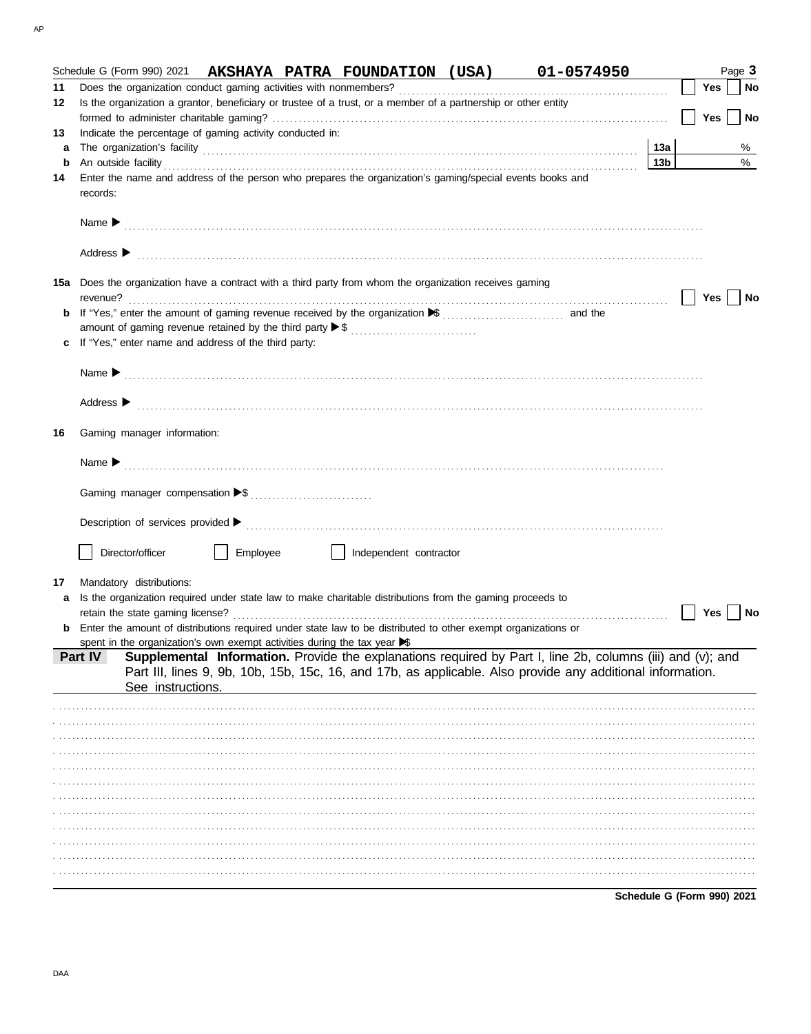Schedule G (Form 990) 2021 **AKSHAYA PATRA FOUNDATION (USA) 01-0574950** Page **3**

**11** Does the organization conduct gaming activities with nonmembers? ☐ Yes ☐ No

**12** Is the organization a grantor, beneficiary or trustee of a trust, or a member of a partnership or other entity formed to administer charitable gaming? ☐ Yes ☐ No

**13** Indicate the percentage of gaming activity conducted in:

**a** The organization's facility **13a** %

**b** An outside facility **13b** %

**14** Enter the name and address of the person who prepares the organization's gaming/special events books and records:

Name ▶

Address ▶

**15a** Does the organization have a contract with a third party from whom the organization receives gaming revenue? ☐ Yes ☐ No

**b** If "Yes," enter the amount of gaming revenue received by the organization ▶$ ........ and the amount of gaming revenue retained by the third party ▶$ ........

**c** If "Yes," enter name and address of the third party:

Name ▶

Address ▶

**16** Gaming manager information:

Name ▶

Gaming manager compensation ▶$

Description of services provided ▶

☐ Director/officer ☐ Employee ☐ Independent contractor

**17** Mandatory distributions:

**a** Is the organization required under state law to make charitable distributions from the gaming proceeds to retain the state gaming license? ☐ Yes ☐ No

**b** Enter the amount of distributions required under state law to be distributed to other exempt organizations or spent in the organization's own exempt activities during the tax year ▶$

**Part IV** **Supplemental Information.** Provide the explanations required by Part I, line 2b, columns (iii) and (v); and Part III, lines 9, 9b, 10b, 15b, 15c, 16, and 17b, as applicable. Also provide any additional information. See instructions.

**Schedule G (Form 990) 2021**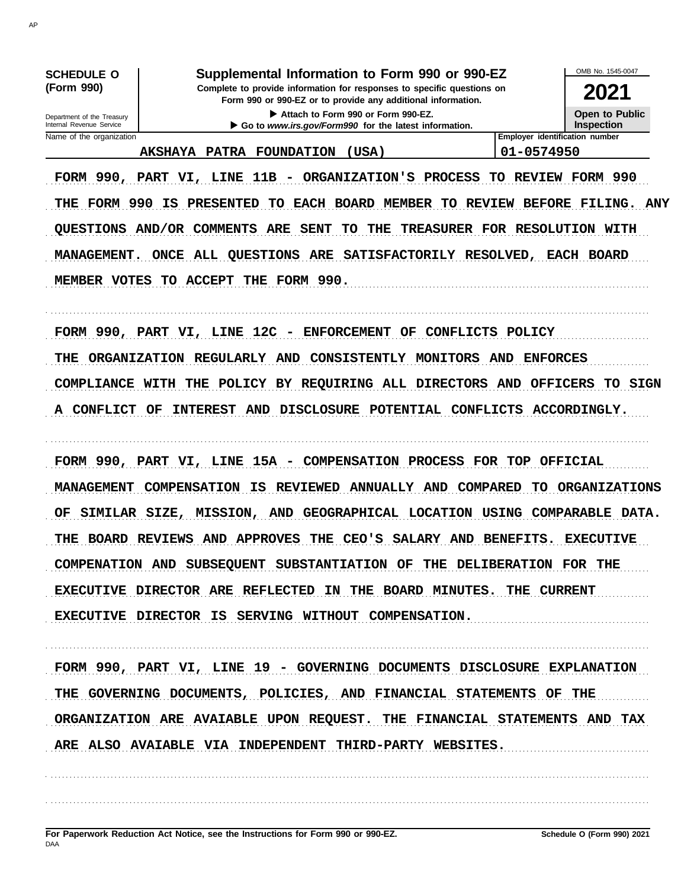**SCHEDULE O (Form 990)**

Department of the Treasury
Internal Revenue Service

# Supplemental Information to Form 990 or 990-EZ

**Complete to provide information for responses to specific questions on Form 990 or 990-EZ or to provide any additional information.**

▶ Attach to Form 990 or Form 990-EZ.

▶ Go to *www.irs.gov/Form990* for the latest information.

OMB No. 1545-0047

**2021**

**Open to Public Inspection**

| Name of the organization | Employer identification number |
|---|---|
| AKSHAYA PATRA FOUNDATION (USA) | 01-0574950 |

FORM 990, PART VI, LINE 11B - ORGANIZATION'S PROCESS TO REVIEW FORM 990

THE FORM 990 IS PRESENTED TO EACH BOARD MEMBER TO REVIEW BEFORE FILING. ANY QUESTIONS AND/OR COMMENTS ARE SENT TO THE TREASURER FOR RESOLUTION WITH MANAGEMENT. ONCE ALL QUESTIONS ARE SATISFACTORILY RESOLVED, EACH BOARD MEMBER VOTES TO ACCEPT THE FORM 990.

FORM 990, PART VI, LINE 12C - ENFORCEMENT OF CONFLICTS POLICY

THE ORGANIZATION REGULARLY AND CONSISTENTLY MONITORS AND ENFORCES COMPLIANCE WITH THE POLICY BY REQUIRING ALL DIRECTORS AND OFFICERS TO SIGN A CONFLICT OF INTEREST AND DISCLOSURE POTENTIAL CONFLICTS ACCORDINGLY.

FORM 990, PART VI, LINE 15A - COMPENSATION PROCESS FOR TOP OFFICIAL

MANAGEMENT COMPENSATION IS REVIEWED ANNUALLY AND COMPARED TO ORGANIZATIONS OF SIMILAR SIZE, MISSION, AND GEOGRAPHICAL LOCATION USING COMPARABLE DATA. THE BOARD REVIEWS AND APPROVES THE CEO'S SALARY AND BENEFITS. EXECUTIVE COMPENATION AND SUBSEQUENT SUBSTANTIATION OF THE DELIBERATION FOR THE EXECUTIVE DIRECTOR ARE REFLECTED IN THE BOARD MINUTES. THE CURRENT EXECUTIVE DIRECTOR IS SERVING WITHOUT COMPENSATION.

FORM 990, PART VI, LINE 19 - GOVERNING DOCUMENTS DISCLOSURE EXPLANATION

THE GOVERNING DOCUMENTS, POLICIES, AND FINANCIAL STATEMENTS OF THE ORGANIZATION ARE AVAIABLE UPON REQUEST. THE FINANCIAL STATEMENTS AND TAX ARE ALSO AVAIABLE VIA INDEPENDENT THIRD-PARTY WEBSITES.

**For Paperwork Reduction Act Notice, see the Instructions for Form 990 or 990-EZ.** **Schedule O (Form 990) 2021**

DAA